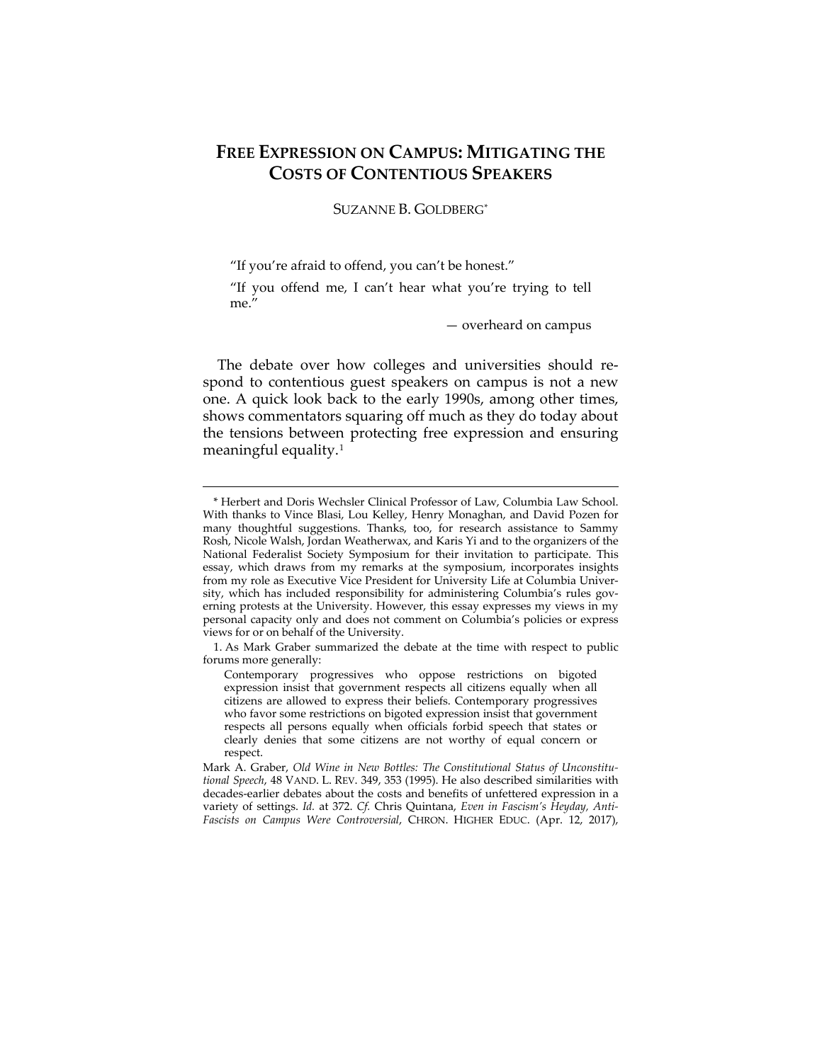# FREE EXPRESSION ON CAMPUS: MITIGATING THE COSTS OF CONTENTIOUS SPEAKERS

SUZANNE B. GOLDBERG*

"If you're afraid to offend, you can't be honest."

"If you offend me, I can't hear what you're trying to tell me."

— overheard on campus

The debate over how colleges and universities should respond to contentious guest speakers on campus is not a new one. A quick look back to the early 1990s, among other times, shows commentators squaring off much as they do today about the tensions between protecting free expression and ensuring meaningful equality.[1]

---

\* Herbert and Doris Wechsler Clinical Professor of Law, Columbia Law School. With thanks to Vince Blasi, Lou Kelley, Henry Monaghan, and David Pozen for many thoughtful suggestions. Thanks, too, for research assistance to Sammy Rosh, Nicole Walsh, Jordan Weatherwax, and Karis Yi and to the organizers of the National Federalist Society Symposium for their invitation to participate. This essay, which draws from my remarks at the symposium, incorporates insights from my role as Executive Vice President for University Life at Columbia University, which has included responsibility for administering Columbia's rules governing protests at the University. However, this essay expresses my views in my personal capacity only and does not comment on Columbia's policies or express views for or on behalf of the University.

1. As Mark Graber summarized the debate at the time with respect to public forums more generally:

> Contemporary progressives who oppose restrictions on bigoted expression insist that government respects all citizens equally when all citizens are allowed to express their beliefs. Contemporary progressives who favor some restrictions on bigoted expression insist that government respects all persons equally when officials forbid speech that states or clearly denies that some citizens are not worthy of equal concern or respect.

Mark A. Graber, *Old Wine in New Bottles: The Constitutional Status of Unconstitutional Speech*, 48 VAND. L. REV. 349, 353 (1995). He also described similarities with decades-earlier debates about the costs and benefits of unfettered expression in a variety of settings. *Id.* at 372. *Cf.* Chris Quintana, *Even in Fascism's Heyday, Anti-Fascists on Campus Were Controversial*, CHRON. HIGHER EDUC. (Apr. 12, 2017),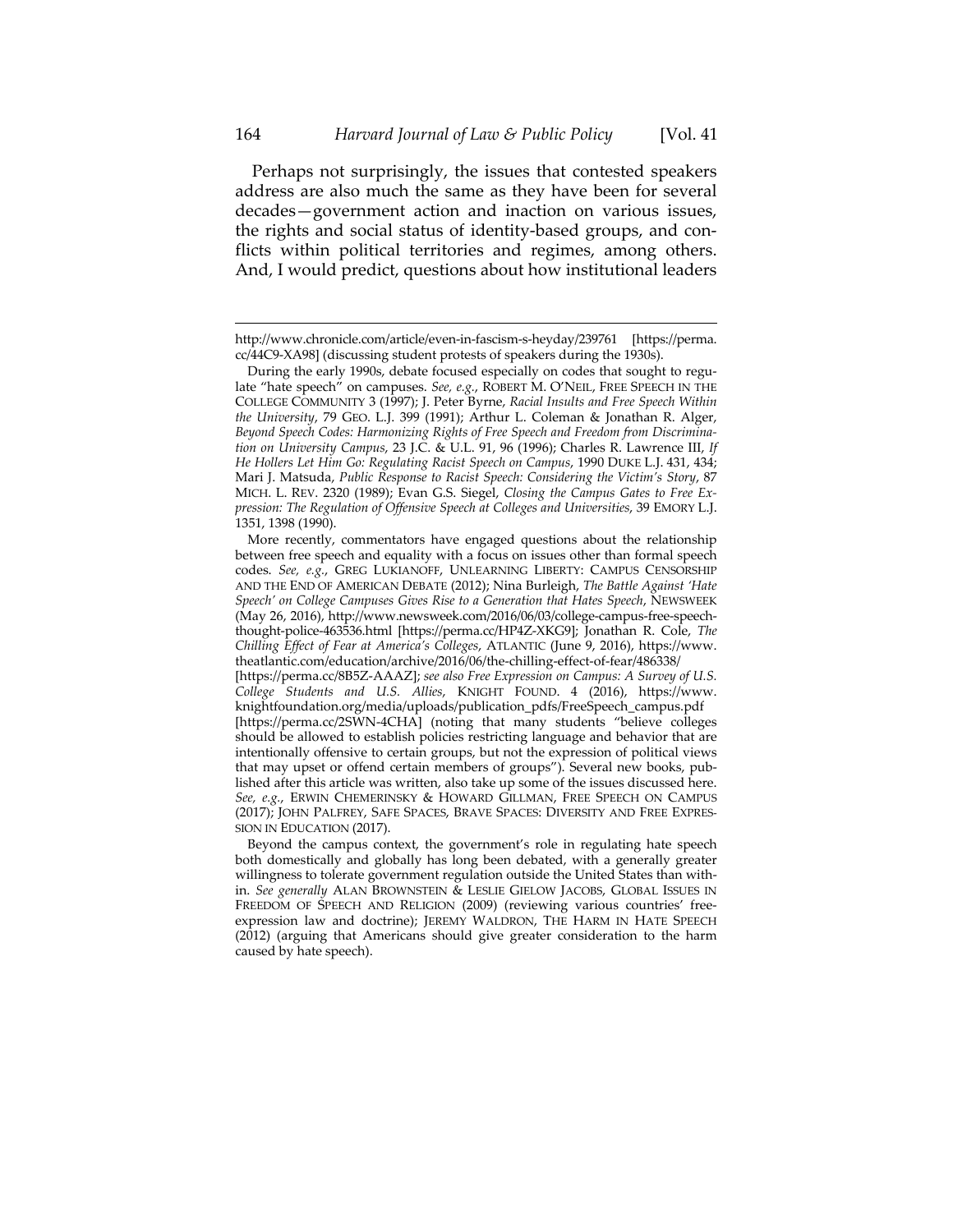Perhaps not surprisingly, the issues that contested speakers address are also much the same as they have been for several decades—government action and inaction on various issues, the rights and social status of identity-based groups, and conflicts within political territories and regimes, among others. And, I would predict, questions about how institutional leaders

---

http://www.chronicle.com/article/even-in-fascism-s-heyday/239761 [https://perma.cc/44C9-XA98] (discussing student protests of speakers during the 1930s).

During the early 1990s, debate focused especially on codes that sought to regulate "hate speech" on campuses. *See, e.g.*, ROBERT M. O'NEIL, FREE SPEECH IN THE COLLEGE COMMUNITY 3 (1997); J. Peter Byrne, *Racial Insults and Free Speech Within the University*, 79 GEO. L.J. 399 (1991); Arthur L. Coleman & Jonathan R. Alger, *Beyond Speech Codes: Harmonizing Rights of Free Speech and Freedom from Discrimination on University Campus*, 23 J.C. & U.L. 91, 96 (1996); Charles R. Lawrence III, *If He Hollers Let Him Go: Regulating Racist Speech on Campus*, 1990 DUKE L.J. 431, 434; Mari J. Matsuda, *Public Response to Racist Speech: Considering the Victim's Story*, 87 MICH. L. REV. 2320 (1989); Evan G.S. Siegel, *Closing the Campus Gates to Free Expression: The Regulation of Offensive Speech at Colleges and Universities*, 39 EMORY L.J. 1351, 1398 (1990).

More recently, commentators have engaged questions about the relationship between free speech and equality with a focus on issues other than formal speech codes. *See, e.g.*, GREG LUKIANOFF, UNLEARNING LIBERTY: CAMPUS CENSORSHIP AND THE END OF AMERICAN DEBATE (2012); Nina Burleigh, *The Battle Against 'Hate Speech' on College Campuses Gives Rise to a Generation that Hates Speech*, NEWSWEEK (May 26, 2016), http://www.newsweek.com/2016/06/03/college-campus-free-speech-thought-police-463536.html [https://perma.cc/HP4Z-XKG9]; Jonathan R. Cole, *The Chilling Effect of Fear at America's Colleges*, ATLANTIC (June 9, 2016), https://www.theatlantic.com/education/archive/2016/06/the-chilling-effect-of-fear/486338/ [https://perma.cc/8B5Z-AAAZ]; *see also Free Expression on Campus: A Survey of U.S. College Students and U.S. Allies*, KNIGHT FOUND. 4 (2016), https://www.knightfoundation.org/media/uploads/publication_pdfs/FreeSpeech_campus.pdf [https://perma.cc/2SWN-4CHA] (noting that many students "believe colleges should be allowed to establish policies restricting language and behavior that are intentionally offensive to certain groups, but not the expression of political views that may upset or offend certain members of groups"). Several new books, published after this article was written, also take up some of the issues discussed here. *See, e.g.*, ERWIN CHEMERINSKY & HOWARD GILLMAN, FREE SPEECH ON CAMPUS (2017); JOHN PALFREY, SAFE SPACES, BRAVE SPACES: DIVERSITY AND FREE EXPRESSION IN EDUCATION (2017).

Beyond the campus context, the government's role in regulating hate speech both domestically and globally has long been debated, with a generally greater willingness to tolerate government regulation outside the United States than within. *See generally* ALAN BROWNSTEIN & LESLIE GIELOW JACOBS, GLOBAL ISSUES IN FREEDOM OF SPEECH AND RELIGION (2009) (reviewing various countries' free-expression law and doctrine); JEREMY WALDRON, THE HARM IN HATE SPEECH (2012) (arguing that Americans should give greater consideration to the harm caused by hate speech).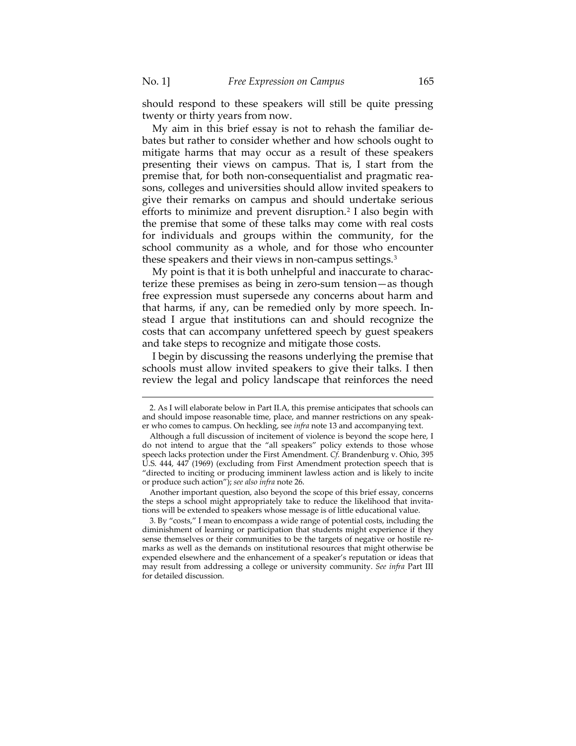should respond to these speakers will still be quite pressing twenty or thirty years from now.

My aim in this brief essay is not to rehash the familiar debates but rather to consider whether and how schools ought to mitigate harms that may occur as a result of these speakers presenting their views on campus. That is, I start from the premise that, for both non-consequentialist and pragmatic reasons, colleges and universities should allow invited speakers to give their remarks on campus and should undertake serious efforts to minimize and prevent disruption.[2] I also begin with the premise that some of these talks may come with real costs for individuals and groups within the community, for the school community as a whole, and for those who encounter these speakers and their views in non-campus settings.[3]

My point is that it is both unhelpful and inaccurate to characterize these premises as being in zero-sum tension—as though free expression must supersede any concerns about harm and that harms, if any, can be remedied only by more speech. Instead I argue that institutions can and should recognize the costs that can accompany unfettered speech by guest speakers and take steps to recognize and mitigate those costs.

I begin by discussing the reasons underlying the premise that schools must allow invited speakers to give their talks. I then review the legal and policy landscape that reinforces the need

---

2. As I will elaborate below in Part II.A, this premise anticipates that schools can and should impose reasonable time, place, and manner restrictions on any speaker who comes to campus. On heckling, see *infra* note 13 and accompanying text.

Although a full discussion of incitement of violence is beyond the scope here, I do not intend to argue that the "all speakers" policy extends to those whose speech lacks protection under the First Amendment. *Cf.* Brandenburg v. Ohio, 395 U.S. 444, 447 (1969) (excluding from First Amendment protection speech that is "directed to inciting or producing imminent lawless action and is likely to incite or produce such action"); *see also infra* note 26.

Another important question, also beyond the scope of this brief essay, concerns the steps a school might appropriately take to reduce the likelihood that invitations will be extended to speakers whose message is of little educational value.

3. By "costs," I mean to encompass a wide range of potential costs, including the diminishment of learning or participation that students might experience if they sense themselves or their communities to be the targets of negative or hostile remarks as well as the demands on institutional resources that might otherwise be expended elsewhere and the enhancement of a speaker's reputation or ideas that may result from addressing a college or university community. *See infra* Part III for detailed discussion.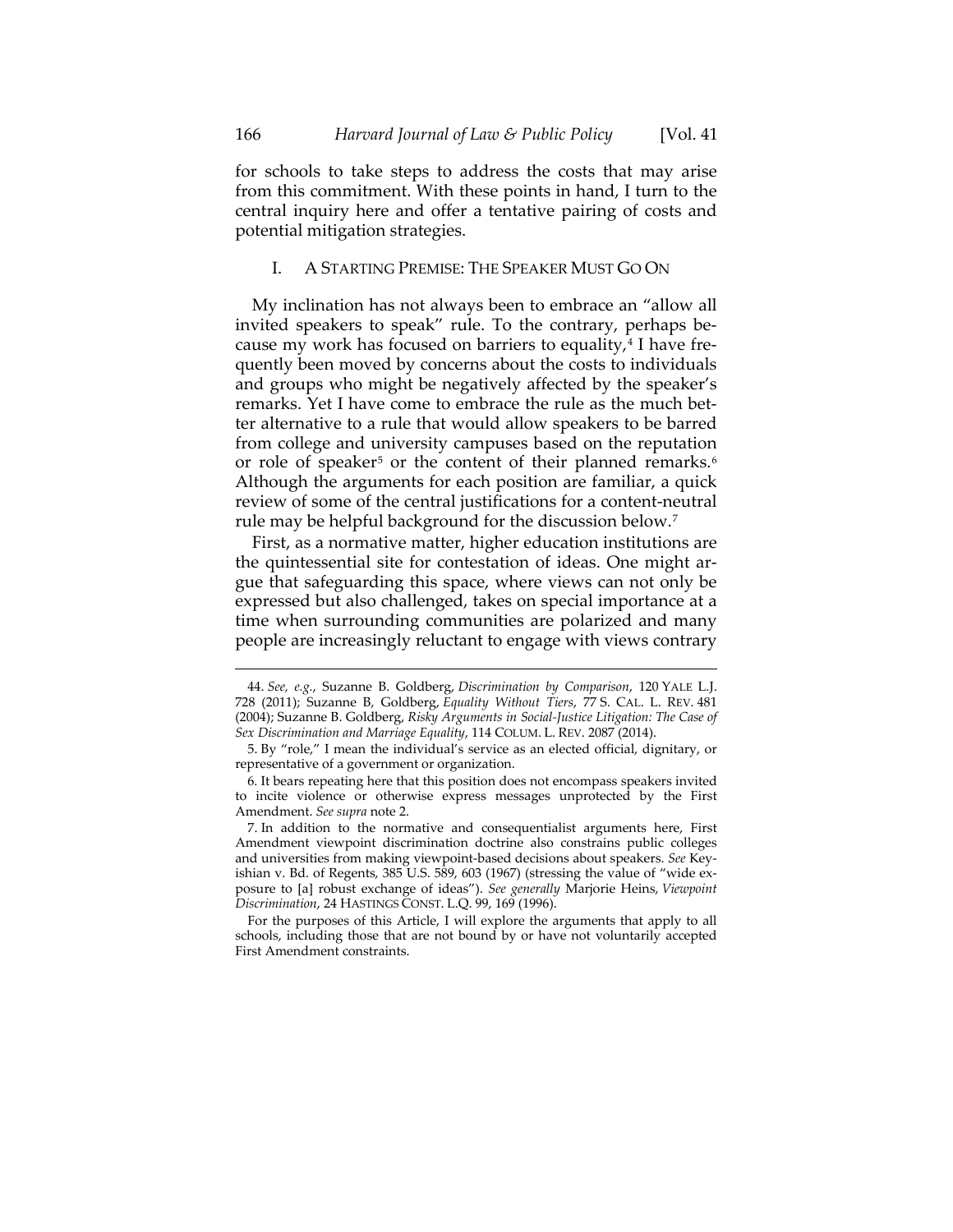for schools to take steps to address the costs that may arise from this commitment. With these points in hand, I turn to the central inquiry here and offer a tentative pairing of costs and potential mitigation strategies.

## I. A STARTING PREMISE: THE SPEAKER MUST GO ON

My inclination has not always been to embrace an "allow all invited speakers to speak" rule. To the contrary, perhaps because my work has focused on barriers to equality,[4] I have frequently been moved by concerns about the costs to individuals and groups who might be negatively affected by the speaker's remarks. Yet I have come to embrace the rule as the much better alternative to a rule that would allow speakers to be barred from college and university campuses based on the reputation or role of speaker[5] or the content of their planned remarks.[6] Although the arguments for each position are familiar, a quick review of some of the central justifications for a content-neutral rule may be helpful background for the discussion below.[7]

First, as a normative matter, higher education institutions are the quintessential site for contestation of ideas. One might argue that safeguarding this space, where views can not only be expressed but also challenged, takes on special importance at a time when surrounding communities are polarized and many people are increasingly reluctant to engage with views contrary

---

4. *See, e.g.*, Suzanne B. Goldberg, *Discrimination by Comparison*, 120 YALE L.J. 728 (2011); Suzanne B, Goldberg, *Equality Without Tiers*, 77 S. CAL. L. REV. 481 (2004); Suzanne B. Goldberg, *Risky Arguments in Social-Justice Litigation: The Case of Sex Discrimination and Marriage Equality*, 114 COLUM. L. REV. 2087 (2014).

5. By "role," I mean the individual's service as an elected official, dignitary, or representative of a government or organization.

6. It bears repeating here that this position does not encompass speakers invited to incite violence or otherwise express messages unprotected by the First Amendment. *See supra* note 2.

7. In addition to the normative and consequentialist arguments here, First Amendment viewpoint discrimination doctrine also constrains public colleges and universities from making viewpoint-based decisions about speakers. *See* Keyishian v. Bd. of Regents, 385 U.S. 589, 603 (1967) (stressing the value of "wide exposure to [a] robust exchange of ideas"). *See generally* Marjorie Heins, *Viewpoint Discrimination*, 24 HASTINGS CONST. L.Q. 99, 169 (1996).

For the purposes of this Article, I will explore the arguments that apply to all schools, including those that are not bound by or have not voluntarily accepted First Amendment constraints.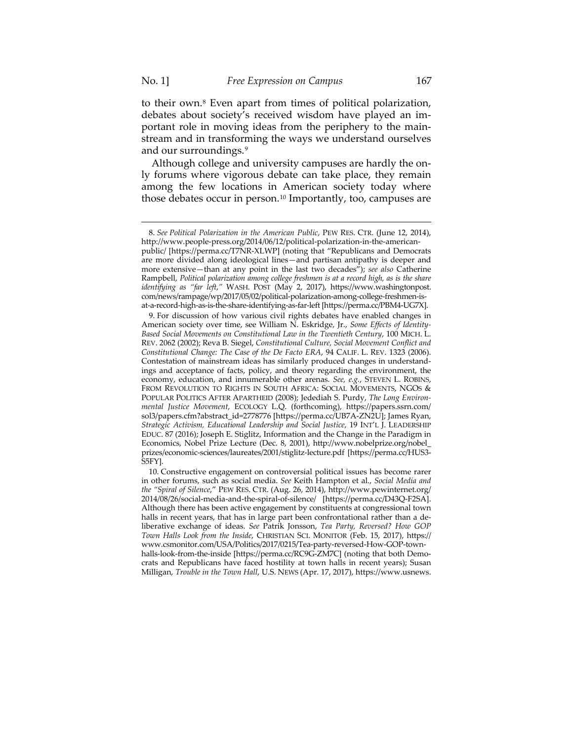to their own.[8] Even apart from times of political polarization, debates about society's received wisdom have played an important role in moving ideas from the periphery to the mainstream and in transforming the ways we understand ourselves and our surroundings.[9]

Although college and university campuses are hardly the only forums where vigorous debate can take place, they remain among the few locations in American society today where those debates occur in person.[10] Importantly, too, campuses are

---

8. *See Political Polarization in the American Public*, PEW RES. CTR. (June 12, 2014), http://www.people-press.org/2014/06/12/political-polarization-in-the-american-public/ [https://perma.cc/T7NR-XLWP] (noting that "Republicans and Democrats are more divided along ideological lines—and partisan antipathy is deeper and more extensive—than at any point in the last two decades"); *see also* Catherine Rampbell, *Political polarization among college freshmen is at a record high, as is the share identifying as "far left,"* WASH. POST (May 2, 2017), https://www.washingtonpost.com/news/rampage/wp/2017/05/02/political-polarization-among-college-freshmen-is-at-a-record-high-as-is-the-share-identifying-as-far-left [https://perma.cc/PBM4-UG7X].

9. For discussion of how various civil rights debates have enabled changes in American society over time, see William N. Eskridge, Jr., *Some Effects of Identity-Based Social Movements on Constitutional Law in the Twentieth Century*, 100 MICH. L. REV. 2062 (2002); Reva B. Siegel, *Constitutional Culture, Social Movement Conflict and Constitutional Change: The Case of the De Facto ERA*, 94 CALIF. L. REV. 1323 (2006). Contestation of mainstream ideas has similarly produced changes in understandings and acceptance of facts, policy, and theory regarding the environment, the economy, education, and innumerable other arenas. *See, e.g.*, STEVEN L. ROBINS, FROM REVOLUTION TO RIGHTS IN SOUTH AFRICA: SOCIAL MOVEMENTS, NGOS & POPULAR POLITICS AFTER APARTHEID (2008); Jedediah S. Purdy, *The Long Environmental Justice Movement*, ECOLOGY L.Q. (forthcoming), https://papers.ssrn.com/sol3/papers.cfm?abstract_id=2778776 [https://perma.cc/UB7A-ZN2U]; James Ryan, *Strategic Activism, Educational Leadership and Social Justice*, 19 INT'L J. LEADERSHIP EDUC. 87 (2016); Joseph E. Stiglitz, Information and the Change in the Paradigm in Economics, Nobel Prize Lecture (Dec. 8, 2001), http://www.nobelprize.org/nobel_prizes/economic-sciences/laureates/2001/stiglitz-lecture.pdf [https://perma.cc/HUS3-S5FY].

10. Constructive engagement on controversial political issues has become rarer in other forums, such as social media. *See* Keith Hampton et al., *Social Media and the "Spiral of Silence*,*"* PEW RES. CTR. (Aug. 26, 2014), http://www.pewinternet.org/2014/08/26/social-media-and-the-spiral-of-silence/ [https://perma.cc/D43Q-F2SA]. Although there has been active engagement by constituents at congressional town halls in recent years, that has in large part been confrontational rather than a deliberative exchange of ideas. *See* Patrik Jonsson, *Tea Party, Reversed? How GOP Town Halls Look from the Inside*, CHRISTIAN SCI. MONITOR (Feb. 15, 2017), https://www.csmonitor.com/USA/Politics/2017/0215/Tea-party-reversed-How-GOP-town-halls-look-from-the-inside [https://perma.cc/RC9G-ZM7C] (noting that both Democrats and Republicans have faced hostility at town halls in recent years); Susan Milligan, *Trouble in the Town Hall*, U.S. NEWS (Apr. 17, 2017), https://www.usnews.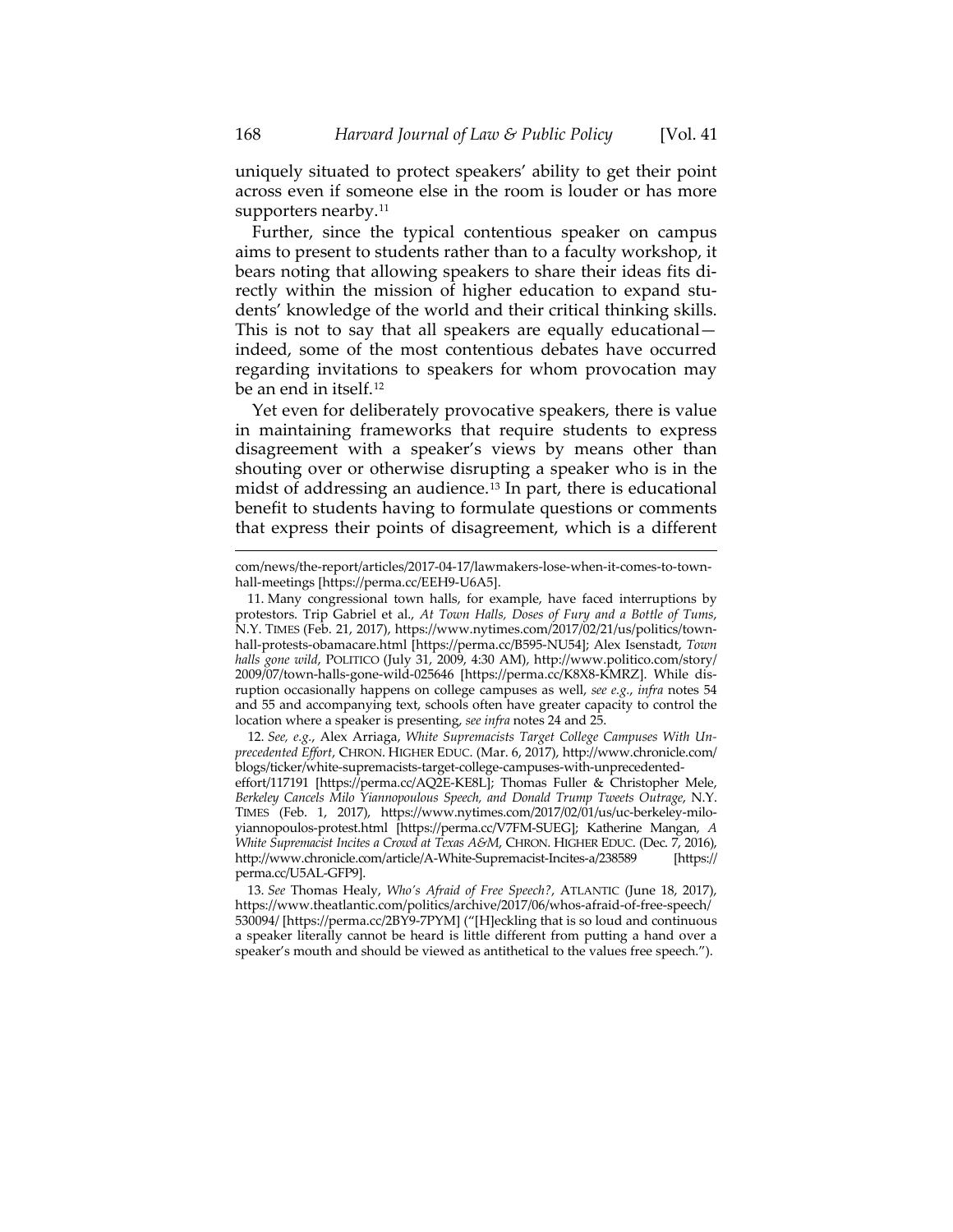uniquely situated to protect speakers' ability to get their point across even if someone else in the room is louder or has more supporters nearby.[11]

Further, since the typical contentious speaker on campus aims to present to students rather than to a faculty workshop, it bears noting that allowing speakers to share their ideas fits directly within the mission of higher education to expand students' knowledge of the world and their critical thinking skills. This is not to say that all speakers are equally educational—indeed, some of the most contentious debates have occurred regarding invitations to speakers for whom provocation may be an end in itself.[12]

Yet even for deliberately provocative speakers, there is value in maintaining frameworks that require students to express disagreement with a speaker's views by means other than shouting over or otherwise disrupting a speaker who is in the midst of addressing an audience.[13] In part, there is educational benefit to students having to formulate questions or comments that express their points of disagreement, which is a different

---

com/news/the-report/articles/2017-04-17/lawmakers-lose-when-it-comes-to-town-hall-meetings [https://perma.cc/EEH9-U6A5].

11. Many congressional town halls, for example, have faced interruptions by protestors. Trip Gabriel et al., *At Town Halls, Doses of Fury and a Bottle of Tums*, N.Y. TIMES (Feb. 21, 2017), https://www.nytimes.com/2017/02/21/us/politics/town-hall-protests-obamacare.html [https://perma.cc/B595-NU54]; Alex Isenstadt, *Town halls gone wild*, POLITICO (July 31, 2009, 4:30 AM), http://www.politico.com/story/2009/07/town-halls-gone-wild-025646 [https://perma.cc/K8X8-KMRZ]. While disruption occasionally happens on college campuses as well, *see e.g.*, *infra* notes 54 and 55 and accompanying text, schools often have greater capacity to control the location where a speaker is presenting, *see infra* notes 24 and 25.

12. *See, e.g.*, Alex Arriaga, *White Supremacists Target College Campuses With Unprecedented Effort*, CHRON. HIGHER EDUC. (Mar. 6, 2017), http://www.chronicle.com/blogs/ticker/white-supremacists-target-college-campuses-with-unprecedented-effort/117191 [https://perma.cc/AQ2E-KE8L]; Thomas Fuller & Christopher Mele, *Berkeley Cancels Milo Yiannopoulous Speech, and Donald Trump Tweets Outrage*, N.Y. TIMES (Feb. 1, 2017), https://www.nytimes.com/2017/02/01/us/uc-berkeley-milo-yiannopoulos-protest.html [https://perma.cc/V7FM-SUEG]; Katherine Mangan, *A White Supremacist Incites a Crowd at Texas A&M*, CHRON. HIGHER EDUC. (Dec. 7, 2016), http://www.chronicle.com/article/A-White-Supremacist-Incites-a/238589 [https://perma.cc/U5AL-GFP9].

13. *See* Thomas Healy, *Who's Afraid of Free Speech?*, ATLANTIC (June 18, 2017), https://www.theatlantic.com/politics/archive/2017/06/whos-afraid-of-free-speech/530094/ [https://perma.cc/2BY9-7PYM] ("[H]eckling that is so loud and continuous a speaker literally cannot be heard is little different from putting a hand over a speaker's mouth and should be viewed as antithetical to the values free speech.").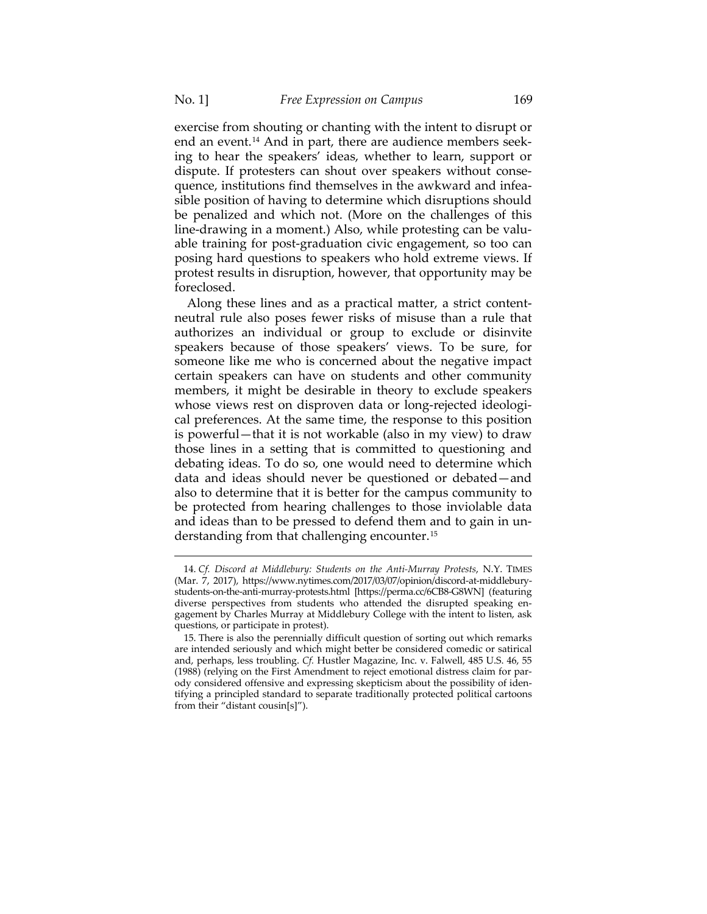exercise from shouting or chanting with the intent to disrupt or end an event.[14] And in part, there are audience members seeking to hear the speakers' ideas, whether to learn, support or dispute. If protesters can shout over speakers without consequence, institutions find themselves in the awkward and infeasible position of having to determine which disruptions should be penalized and which not. (More on the challenges of this line-drawing in a moment.) Also, while protesting can be valuable training for post-graduation civic engagement, so too can posing hard questions to speakers who hold extreme views. If protest results in disruption, however, that opportunity may be foreclosed.

Along these lines and as a practical matter, a strict content-neutral rule also poses fewer risks of misuse than a rule that authorizes an individual or group to exclude or disinvite speakers because of those speakers' views. To be sure, for someone like me who is concerned about the negative impact certain speakers can have on students and other community members, it might be desirable in theory to exclude speakers whose views rest on disproven data or long-rejected ideological preferences. At the same time, the response to this position is powerful—that it is not workable (also in my view) to draw those lines in a setting that is committed to questioning and debating ideas. To do so, one would need to determine which data and ideas should never be questioned or debated—and also to determine that it is better for the campus community to be protected from hearing challenges to those inviolable data and ideas than to be pressed to defend them and to gain in understanding from that challenging encounter.[15]

---

14. *Cf. Discord at Middlebury: Students on the Anti-Murray Protests*, N.Y. TIMES (Mar. 7, 2017), https://www.nytimes.com/2017/03/07/opinion/discord-at-middlebury-students-on-the-anti-murray-protests.html [https://perma.cc/6CB8-G8WN] (featuring diverse perspectives from students who attended the disrupted speaking engagement by Charles Murray at Middlebury College with the intent to listen, ask questions, or participate in protest).

15. There is also the perennially difficult question of sorting out which remarks are intended seriously and which might better be considered comedic or satirical and, perhaps, less troubling. *Cf.* Hustler Magazine, Inc. v. Falwell, 485 U.S. 46, 55 (1988) (relying on the First Amendment to reject emotional distress claim for parody considered offensive and expressing skepticism about the possibility of identifying a principled standard to separate traditionally protected political cartoons from their "distant cousin[s]").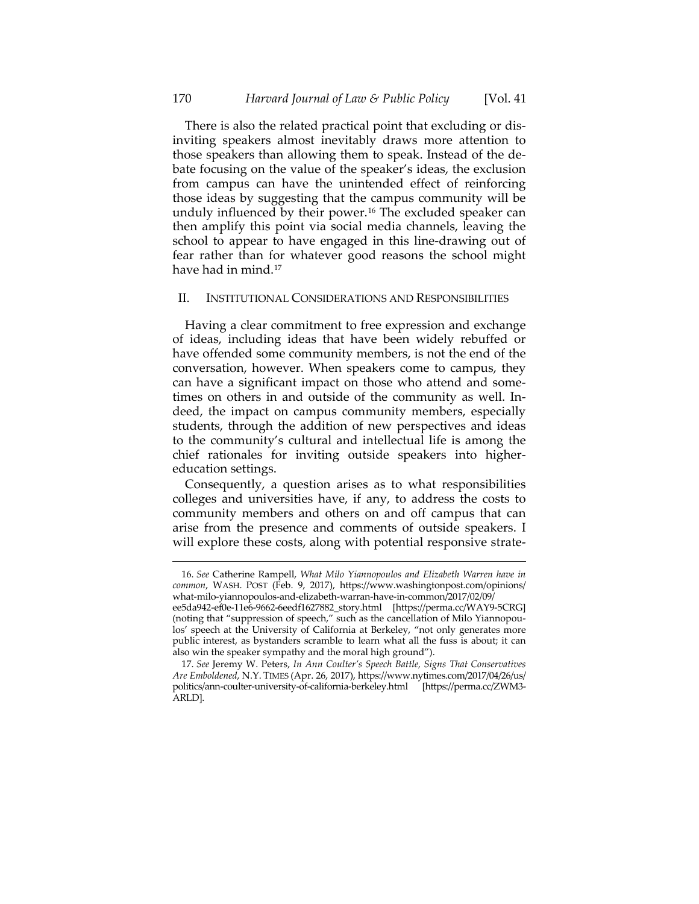There is also the related practical point that excluding or disinviting speakers almost inevitably draws more attention to those speakers than allowing them to speak. Instead of the debate focusing on the value of the speaker's ideas, the exclusion from campus can have the unintended effect of reinforcing those ideas by suggesting that the campus community will be unduly influenced by their power.[16] The excluded speaker can then amplify this point via social media channels, leaving the school to appear to have engaged in this line-drawing out of fear rather than for whatever good reasons the school might have had in mind.[17]

## II. INSTITUTIONAL CONSIDERATIONS AND RESPONSIBILITIES

Having a clear commitment to free expression and exchange of ideas, including ideas that have been widely rebuffed or have offended some community members, is not the end of the conversation, however. When speakers come to campus, they can have a significant impact on those who attend and sometimes on others in and outside of the community as well. Indeed, the impact on campus community members, especially students, through the addition of new perspectives and ideas to the community's cultural and intellectual life is among the chief rationales for inviting outside speakers into higher-education settings.

Consequently, a question arises as to what responsibilities colleges and universities have, if any, to address the costs to community members and others on and off campus that can arise from the presence and comments of outside speakers. I will explore these costs, along with potential responsive strate-

---

16. *See* Catherine Rampell, *What Milo Yiannopoulos and Elizabeth Warren have in common*, WASH. POST (Feb. 9, 2017), https://www.washingtonpost.com/opinions/what-milo-yiannopoulos-and-elizabeth-warran-have-in-common/2017/02/09/ee5da942-ef0e-11e6-9662-6eedf1627882_story.html [https://perma.cc/WAY9-5CRG] (noting that "suppression of speech," such as the cancellation of Milo Yiannopoulos' speech at the University of California at Berkeley, "not only generates more public interest, as bystanders scramble to learn what all the fuss is about; it can also win the speaker sympathy and the moral high ground").

17. *See* Jeremy W. Peters, *In Ann Coulter's Speech Battle, Signs That Conservatives Are Emboldened*, N.Y. TIMES (Apr. 26, 2017), https://www.nytimes.com/2017/04/26/us/politics/ann-coulter-university-of-california-berkeley.html [https://perma.cc/ZWM3-ARLD].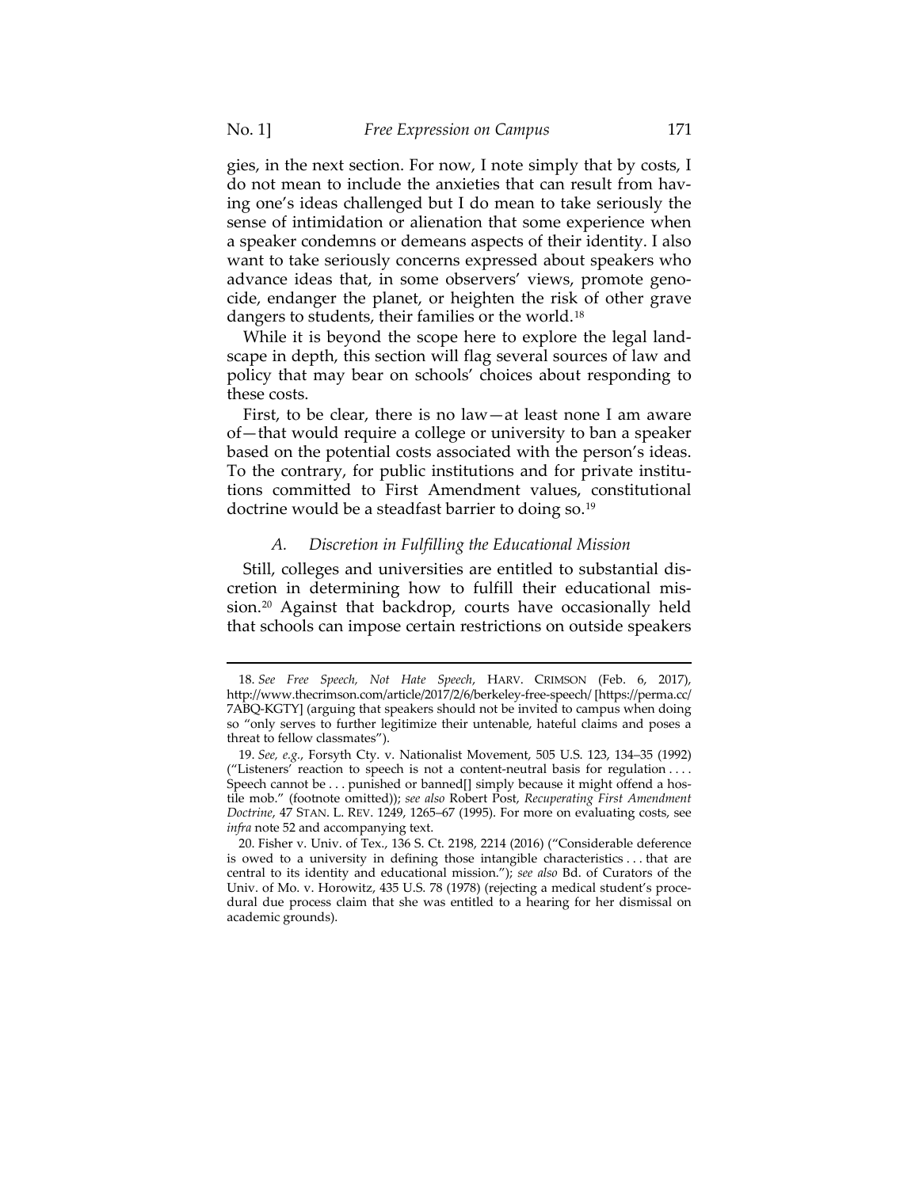gies, in the next section. For now, I note simply that by costs, I do not mean to include the anxieties that can result from having one's ideas challenged but I do mean to take seriously the sense of intimidation or alienation that some experience when a speaker condemns or demeans aspects of their identity. I also want to take seriously concerns expressed about speakers who advance ideas that, in some observers' views, promote genocide, endanger the planet, or heighten the risk of other grave dangers to students, their families or the world.[18]

While it is beyond the scope here to explore the legal landscape in depth, this section will flag several sources of law and policy that may bear on schools' choices about responding to these costs.

First, to be clear, there is no law—at least none I am aware of—that would require a college or university to ban a speaker based on the potential costs associated with the person's ideas. To the contrary, for public institutions and for private institutions committed to First Amendment values, constitutional doctrine would be a steadfast barrier to doing so.[19]

### *A. Discretion in Fulfilling the Educational Mission*

Still, colleges and universities are entitled to substantial discretion in determining how to fulfill their educational mission.[20] Against that backdrop, courts have occasionally held that schools can impose certain restrictions on outside speakers

---

18. *See Free Speech, Not Hate Speech*, HARV. CRIMSON (Feb. 6, 2017), http://www.thecrimson.com/article/2017/2/6/berkeley-free-speech/ [https://perma.cc/7ABQ-KGTY] (arguing that speakers should not be invited to campus when doing so "only serves to further legitimize their untenable, hateful claims and poses a threat to fellow classmates").

19. *See, e.g.*, Forsyth Cty. v. Nationalist Movement, 505 U.S. 123, 134–35 (1992) ("Listeners' reaction to speech is not a content-neutral basis for regulation . . . . Speech cannot be . . . punished or banned[] simply because it might offend a hostile mob." (footnote omitted)); *see also* Robert Post, *Recuperating First Amendment Doctrine*, 47 STAN. L. REV. 1249, 1265–67 (1995). For more on evaluating costs, see *infra* note 52 and accompanying text.

20. Fisher v. Univ. of Tex., 136 S. Ct. 2198, 2214 (2016) ("Considerable deference is owed to a university in defining those intangible characteristics . . . that are central to its identity and educational mission."); *see also* Bd. of Curators of the Univ. of Mo. v. Horowitz, 435 U.S. 78 (1978) (rejecting a medical student's procedural due process claim that she was entitled to a hearing for her dismissal on academic grounds).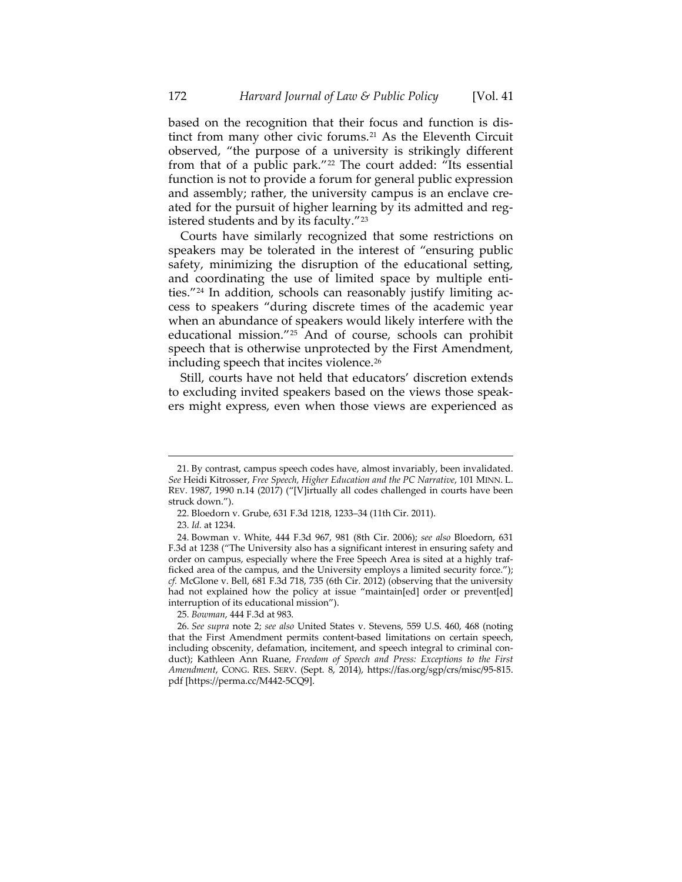based on the recognition that their focus and function is distinct from many other civic forums.[21] As the Eleventh Circuit observed, "the purpose of a university is strikingly different from that of a public park."[22] The court added: "Its essential function is not to provide a forum for general public expression and assembly; rather, the university campus is an enclave created for the pursuit of higher learning by its admitted and registered students and by its faculty."[23]

Courts have similarly recognized that some restrictions on speakers may be tolerated in the interest of "ensuring public safety, minimizing the disruption of the educational setting, and coordinating the use of limited space by multiple entities."[24] In addition, schools can reasonably justify limiting access to speakers "during discrete times of the academic year when an abundance of speakers would likely interfere with the educational mission."[25] And of course, schools can prohibit speech that is otherwise unprotected by the First Amendment, including speech that incites violence.[26]

Still, courts have not held that educators' discretion extends to excluding invited speakers based on the views those speakers might express, even when those views are experienced as

---

21. By contrast, campus speech codes have, almost invariably, been invalidated. *See* Heidi Kitrosser, *Free Speech, Higher Education and the PC Narrative*, 101 MINN. L. REV. 1987, 1990 n.14 (2017) ("[V]irtually all codes challenged in courts have been struck down.").

22. Bloedorn v. Grube, 631 F.3d 1218, 1233–34 (11th Cir. 2011).

23. *Id.* at 1234.

24. Bowman v. White, 444 F.3d 967, 981 (8th Cir. 2006); *see also* Bloedorn, 631 F.3d at 1238 ("The University also has a significant interest in ensuring safety and order on campus, especially where the Free Speech Area is sited at a highly trafficked area of the campus, and the University employs a limited security force."); *cf.* McGlone v. Bell, 681 F.3d 718, 735 (6th Cir. 2012) (observing that the university had not explained how the policy at issue "maintain[ed] order or prevent[ed] interruption of its educational mission").

25. *Bowman*, 444 F.3d at 983.

26. *See supra* note 2; *see also* United States v. Stevens, 559 U.S. 460, 468 (noting that the First Amendment permits content-based limitations on certain speech, including obscenity, defamation, incitement, and speech integral to criminal conduct); Kathleen Ann Ruane, *Freedom of Speech and Press: Exceptions to the First Amendment*, CONG. RES. SERV. (Sept. 8, 2014), https://fas.org/sgp/crs/misc/95-815.pdf [https://perma.cc/M442-5CQ9].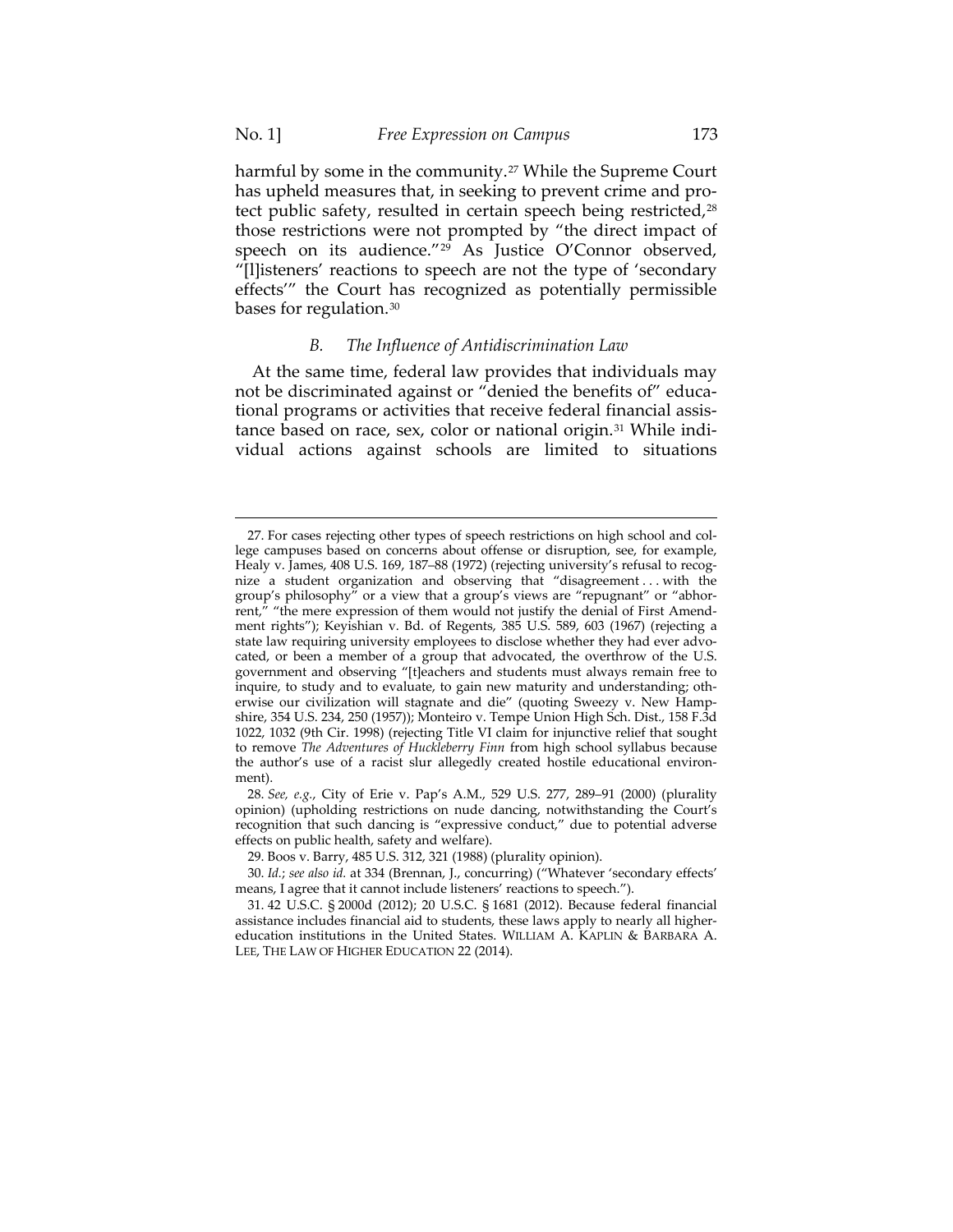harmful by some in the community.[27] While the Supreme Court has upheld measures that, in seeking to prevent crime and protect public safety, resulted in certain speech being restricted,[28] those restrictions were not prompted by "the direct impact of speech on its audience."[29] As Justice O'Connor observed, "[l]isteners' reactions to speech are not the type of 'secondary effects'" the Court has recognized as potentially permissible bases for regulation.[30]

### *B. The Influence of Antidiscrimination Law*

At the same time, federal law provides that individuals may not be discriminated against or "denied the benefits of" educational programs or activities that receive federal financial assistance based on race, sex, color or national origin.[31] While individual actions against schools are limited to situations

---

27. For cases rejecting other types of speech restrictions on high school and college campuses based on concerns about offense or disruption, see, for example, Healy v. James, 408 U.S. 169, 187–88 (1972) (rejecting university's refusal to recognize a student organization and observing that "disagreement . . . with the group's philosophy" or a view that a group's views are "repugnant" or "abhorrent," "the mere expression of them would not justify the denial of First Amendment rights"); Keyishian v. Bd. of Regents, 385 U.S. 589, 603 (1967) (rejecting a state law requiring university employees to disclose whether they had ever advocated, or been a member of a group that advocated, the overthrow of the U.S. government and observing "[t]eachers and students must always remain free to inquire, to study and to evaluate, to gain new maturity and understanding; otherwise our civilization will stagnate and die" (quoting Sweezy v. New Hampshire, 354 U.S. 234, 250 (1957)); Monteiro v. Tempe Union High Sch. Dist., 158 F.3d 1022, 1032 (9th Cir. 1998) (rejecting Title VI claim for injunctive relief that sought to remove *The Adventures of Huckleberry Finn* from high school syllabus because the author's use of a racist slur allegedly created hostile educational environment).

28. *See, e.g.*, City of Erie v. Pap's A.M., 529 U.S. 277, 289–91 (2000) (plurality opinion) (upholding restrictions on nude dancing, notwithstanding the Court's recognition that such dancing is "expressive conduct," due to potential adverse effects on public health, safety and welfare).

29. Boos v. Barry, 485 U.S. 312, 321 (1988) (plurality opinion).

30. *Id.*; *see also id.* at 334 (Brennan, J., concurring) ("Whatever 'secondary effects' means, I agree that it cannot include listeners' reactions to speech.").

31. 42 U.S.C. § 2000d (2012); 20 U.S.C. § 1681 (2012). Because federal financial assistance includes financial aid to students, these laws apply to nearly all higher-education institutions in the United States. WILLIAM A. KAPLIN & BARBARA A. LEE, THE LAW OF HIGHER EDUCATION 22 (2014).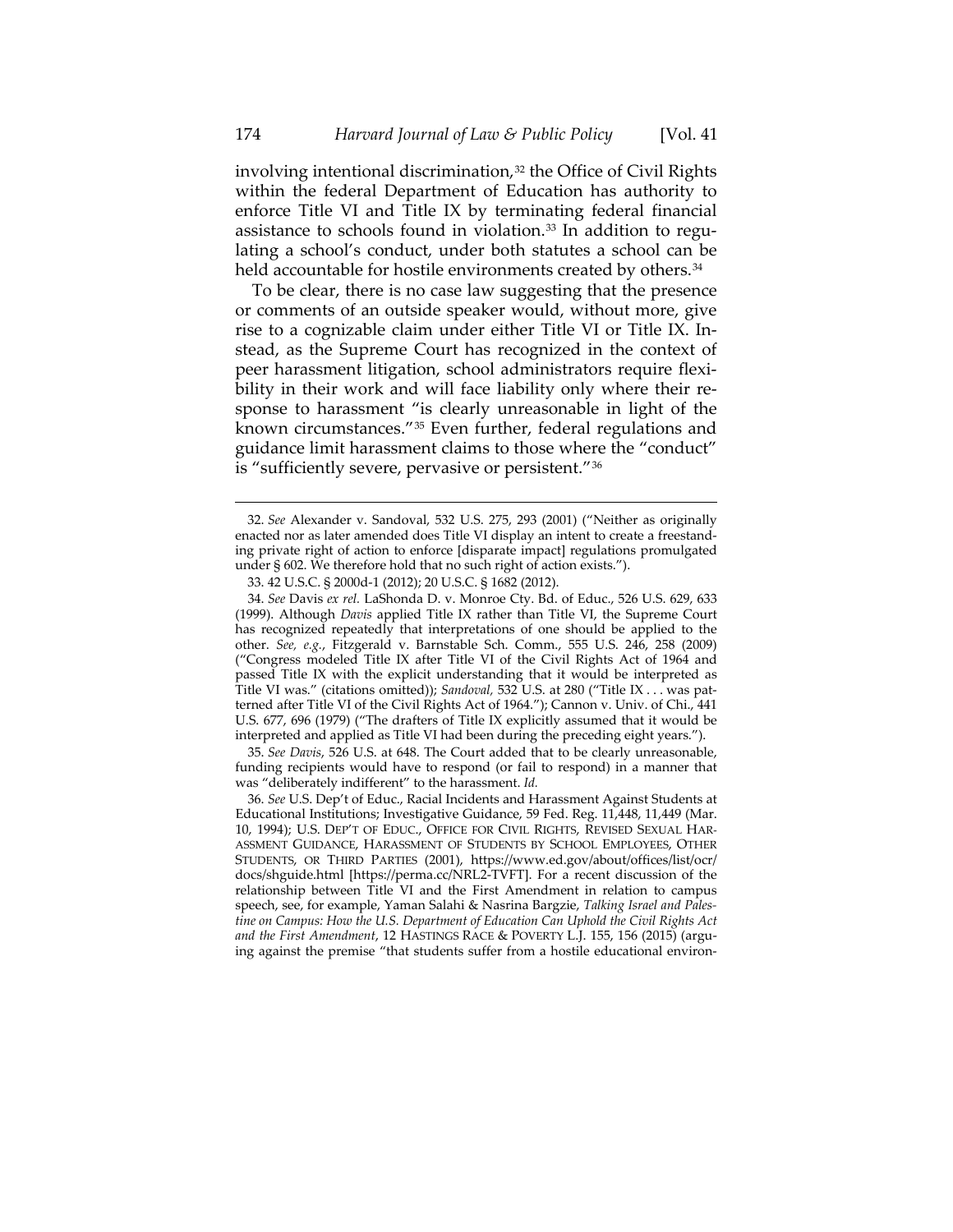involving intentional discrimination,[32] the Office of Civil Rights within the federal Department of Education has authority to enforce Title VI and Title IX by terminating federal financial assistance to schools found in violation.[33] In addition to regulating a school's conduct, under both statutes a school can be held accountable for hostile environments created by others.[34]

To be clear, there is no case law suggesting that the presence or comments of an outside speaker would, without more, give rise to a cognizable claim under either Title VI or Title IX. Instead, as the Supreme Court has recognized in the context of peer harassment litigation, school administrators require flexibility in their work and will face liability only where their response to harassment "is clearly unreasonable in light of the known circumstances."[35] Even further, federal regulations and guidance limit harassment claims to those where the "conduct" is "sufficiently severe, pervasive or persistent."[36]

---

32. *See* Alexander v. Sandoval, 532 U.S. 275, 293 (2001) ("Neither as originally enacted nor as later amended does Title VI display an intent to create a freestanding private right of action to enforce [disparate impact] regulations promulgated under § 602. We therefore hold that no such right of action exists.").

33. 42 U.S.C. § 2000d-1 (2012); 20 U.S.C. § 1682 (2012).

34. *See* Davis *ex rel.* LaShonda D. v. Monroe Cty. Bd. of Educ., 526 U.S. 629, 633 (1999). Although *Davis* applied Title IX rather than Title VI, the Supreme Court has recognized repeatedly that interpretations of one should be applied to the other. *See, e.g.*, Fitzgerald v. Barnstable Sch. Comm., 555 U.S. 246, 258 (2009) ("Congress modeled Title IX after Title VI of the Civil Rights Act of 1964 and passed Title IX with the explicit understanding that it would be interpreted as Title VI was." (citations omitted)); *Sandoval,* 532 U.S. at 280 ("Title IX . . . was patterned after Title VI of the Civil Rights Act of 1964."); Cannon v. Univ. of Chi., 441 U.S. 677, 696 (1979) ("The drafters of Title IX explicitly assumed that it would be interpreted and applied as Title VI had been during the preceding eight years.").

35. *See Davis*, 526 U.S. at 648. The Court added that to be clearly unreasonable, funding recipients would have to respond (or fail to respond) in a manner that was "deliberately indifferent" to the harassment. *Id.*

36. *See* U.S. Dep't of Educ., Racial Incidents and Harassment Against Students at Educational Institutions; Investigative Guidance, 59 Fed. Reg. 11,448, 11,449 (Mar. 10, 1994); U.S. DEP'T OF EDUC., OFFICE FOR CIVIL RIGHTS, REVISED SEXUAL HARASSMENT GUIDANCE, HARASSMENT OF STUDENTS BY SCHOOL EMPLOYEES, OTHER STUDENTS, OR THIRD PARTIES (2001), https://www.ed.gov/about/offices/list/ocr/docs/shguide.html [https://perma.cc/NRL2-TVFT]. For a recent discussion of the relationship between Title VI and the First Amendment in relation to campus speech, see, for example, Yaman Salahi & Nasrina Bargzie, *Talking Israel and Palestine on Campus: How the U.S. Department of Education Can Uphold the Civil Rights Act and the First Amendment*, 12 HASTINGS RACE & POVERTY L.J. 155, 156 (2015) (arguing against the premise "that students suffer from a hostile educational environ-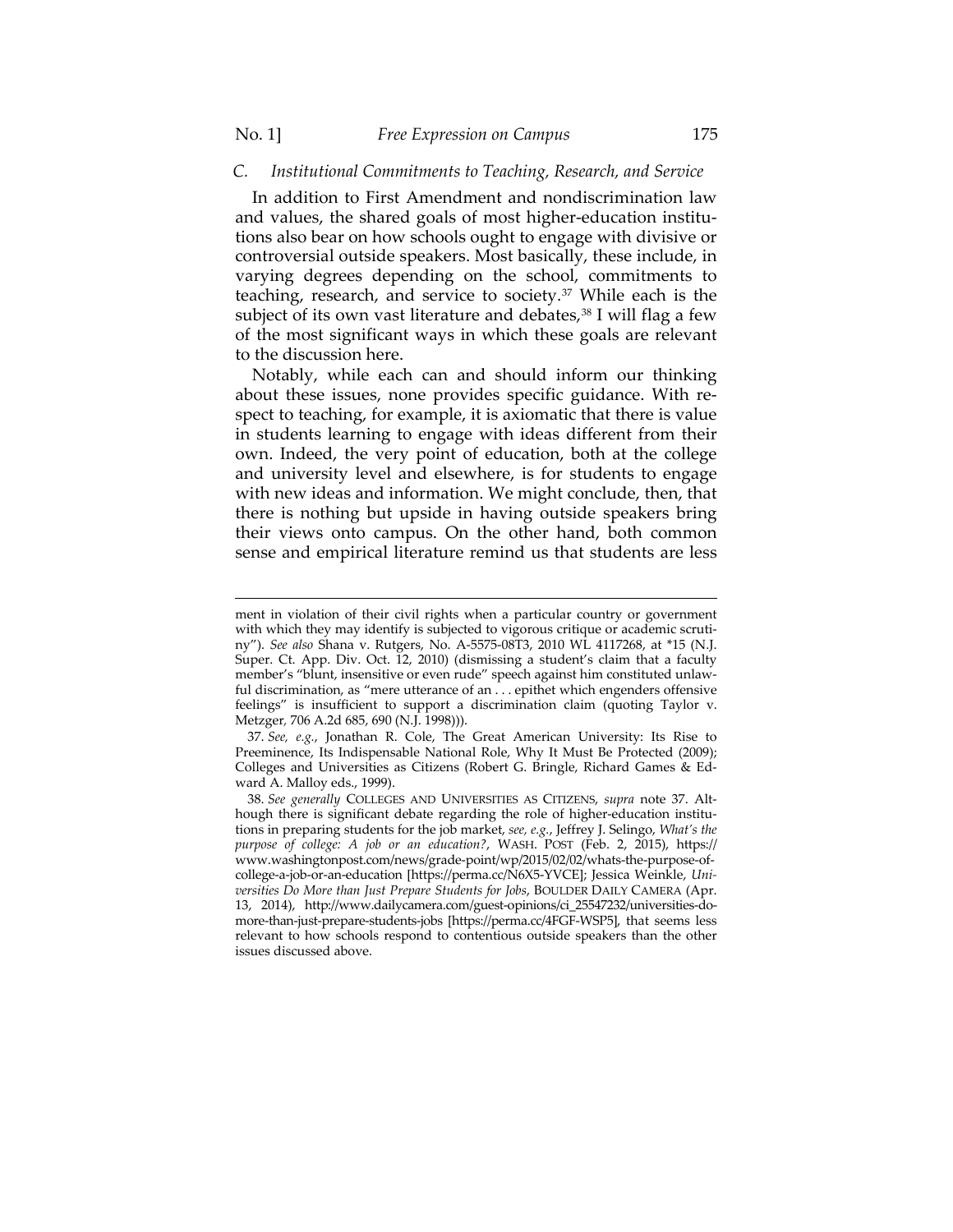### C. *Institutional Commitments to Teaching, Research, and Service*

In addition to First Amendment and nondiscrimination law and values, the shared goals of most higher-education institutions also bear on how schools ought to engage with divisive or controversial outside speakers. Most basically, these include, in varying degrees depending on the school, commitments to teaching, research, and service to society.[37] While each is the subject of its own vast literature and debates,[38] I will flag a few of the most significant ways in which these goals are relevant to the discussion here.

Notably, while each can and should inform our thinking about these issues, none provides specific guidance. With respect to teaching, for example, it is axiomatic that there is value in students learning to engage with ideas different from their own. Indeed, the very point of education, both at the college and university level and elsewhere, is for students to engage with new ideas and information. We might conclude, then, that there is nothing but upside in having outside speakers bring their views onto campus. On the other hand, both common sense and empirical literature remind us that students are less

---

ment in violation of their civil rights when a particular country or government with which they may identify is subjected to vigorous critique or academic scrutiny"). *See also* Shana v. Rutgers, No. A-5575-08T3, 2010 WL 4117268, at *15 (N.J. Super. Ct. App. Div. Oct. 12, 2010) (dismissing a student's claim that a faculty member's "blunt, insensitive or even rude" speech against him constituted unlawful discrimination, as "mere utterance of an . . . epithet which engenders offensive feelings" is insufficient to support a discrimination claim (quoting Taylor v. Metzger, 706 A.2d 685, 690 (N.J. 1998))).

37. *See, e.g.*, Jonathan R. Cole, The Great American University: Its Rise to Preeminence, Its Indispensable National Role, Why It Must Be Protected (2009); Colleges and Universities as Citizens (Robert G. Bringle, Richard Games & Edward A. Malloy eds., 1999).

38. *See generally* COLLEGES AND UNIVERSITIES AS CITIZENS, *supra* note 37. Although there is significant debate regarding the role of higher-education institutions in preparing students for the job market, *see, e.g.*, Jeffrey J. Selingo, *What's the purpose of college: A job or an education?*, WASH. POST (Feb. 2, 2015), https://www.washingtonpost.com/news/grade-point/wp/2015/02/02/whats-the-purpose-of-college-a-job-or-an-education [https://perma.cc/N6X5-YVCE]; Jessica Weinkle, *Universities Do More than Just Prepare Students for Jobs*, BOULDER DAILY CAMERA (Apr. 13, 2014), http://www.dailycamera.com/guest-opinions/ci_25547232/universities-do-more-than-just-prepare-students-jobs [https://perma.cc/4FGF-WSP5], that seems less relevant to how schools respond to contentious outside speakers than the other issues discussed above.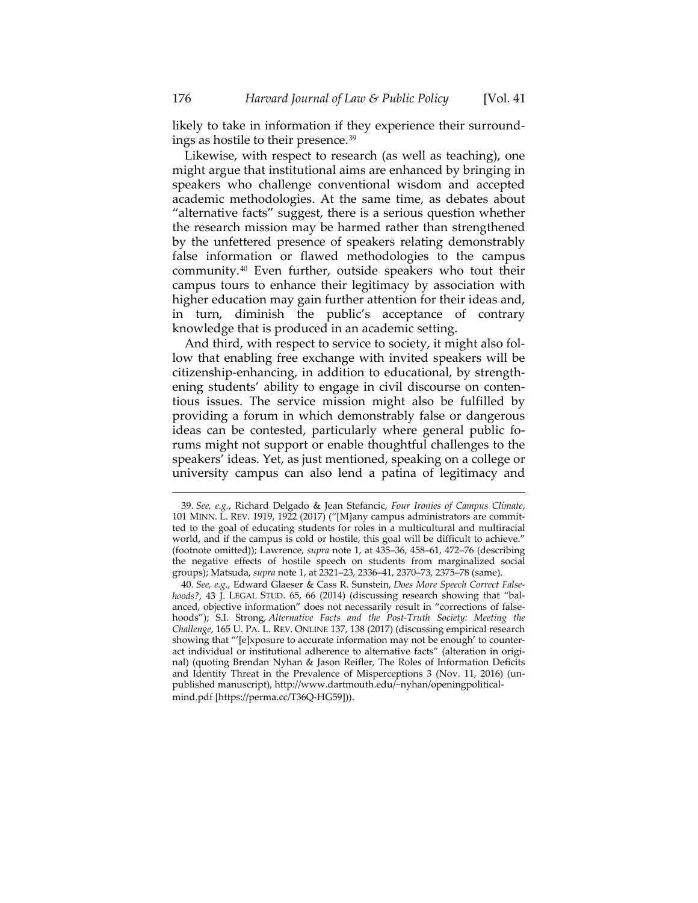likely to take in information if they experience their surroundings as hostile to their presence.[39]

Likewise, with respect to research (as well as teaching), one might argue that institutional aims are enhanced by bringing in speakers who challenge conventional wisdom and accepted academic methodologies. At the same time, as debates about "alternative facts" suggest, there is a serious question whether the research mission may be harmed rather than strengthened by the unfettered presence of speakers relating demonstrably false information or flawed methodologies to the campus community.[40] Even further, outside speakers who tout their campus tours to enhance their legitimacy by association with higher education may gain further attention for their ideas and, in turn, diminish the public's acceptance of contrary knowledge that is produced in an academic setting.

And third, with respect to service to society, it might also follow that enabling free exchange with invited speakers will be citizenship-enhancing, in addition to educational, by strengthening students' ability to engage in civil discourse on contentious issues. The service mission might also be fulfilled by providing a forum in which demonstrably false or dangerous ideas can be contested, particularly where general public forums might not support or enable thoughtful challenges to the speakers' ideas. Yet, as just mentioned, speaking on a college or university campus can also lend a patina of legitimacy and

---

39. *See, e.g.*, Richard Delgado & Jean Stefancic, *Four Ironies of Campus Climate*, 101 MINN. L. REV. 1919, 1922 (2017) ("[M]any campus administrators are committed to the goal of educating students for roles in a multicultural and multiracial world, and if the campus is cold or hostile, this goal will be difficult to achieve." (footnote omitted)); Lawrence, *supra* note 1, at 435–36, 458–61, 472–76 (describing the negative effects of hostile speech on students from marginalized social groups); Matsuda, *supra* note 1, at 2321–23, 2336–41, 2370–73, 2375–78 (same).

40. *See, e.g.*, Edward Glaeser & Cass R. Sunstein, *Does More Speech Correct Falsehoods?*, 43 J. LEGAL STUD. 65, 66 (2014) (discussing research showing that "balanced, objective information" does not necessarily result in "corrections of falsehoods"); S.I. Strong, *Alternative Facts and the Post-Truth Society: Meeting the Challenge*, 165 U. PA. L. REV. ONLINE 137, 138 (2017) (discussing empirical research showing that "'[e]xposure to accurate information may not be enough' to counteract individual or institutional adherence to alternative facts" (alteration in original) (quoting Brendan Nyhan & Jason Reifler, The Roles of Information Deficits and Identity Threat in the Prevalence of Misperceptions 3 (Nov. 11, 2016) (unpublished manuscript), http://www.dartmouth.edu/~nyhan/openingpoliticalmind.pdf [https://perma.cc/T36Q-HG59])).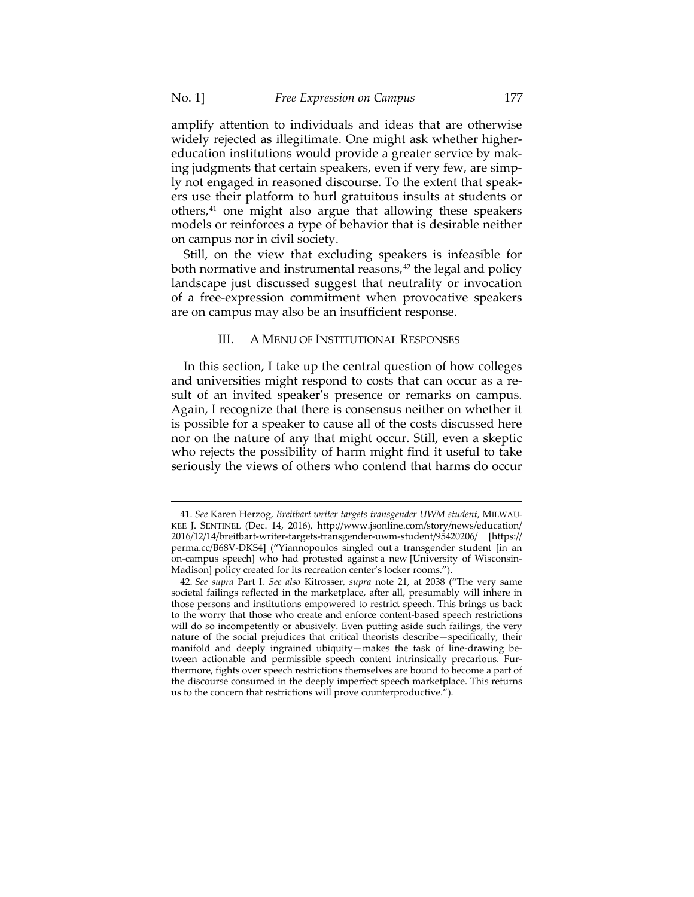amplify attention to individuals and ideas that are otherwise widely rejected as illegitimate. One might ask whether higher-education institutions would provide a greater service by making judgments that certain speakers, even if very few, are simply not engaged in reasoned discourse. To the extent that speakers use their platform to hurl gratuitous insults at students or others,[41] one might also argue that allowing these speakers models or reinforces a type of behavior that is desirable neither on campus nor in civil society.

Still, on the view that excluding speakers is infeasible for both normative and instrumental reasons,[42] the legal and policy landscape just discussed suggest that neutrality or invocation of a free-expression commitment when provocative speakers are on campus may also be an insufficient response.

## III. A MENU OF INSTITUTIONAL RESPONSES

In this section, I take up the central question of how colleges and universities might respond to costs that can occur as a result of an invited speaker's presence or remarks on campus. Again, I recognize that there is consensus neither on whether it is possible for a speaker to cause all of the costs discussed here nor on the nature of any that might occur. Still, even a skeptic who rejects the possibility of harm might find it useful to take seriously the views of others who contend that harms do occur

---

41. *See* Karen Herzog, *Breitbart writer targets transgender UWM student*, MILWAUKEE J. SENTINEL (Dec. 14, 2016), http://www.jsonline.com/story/news/education/2016/12/14/breitbart-writer-targets-transgender-uwm-student/95420206/ [https://perma.cc/B68V-DKS4] ("Yiannopoulos singled out a transgender student [in an on-campus speech] who had protested against a new [University of Wisconsin-Madison] policy created for its recreation center's locker rooms.").

42. *See supra* Part I. *See also* Kitrosser, *supra* note 21, at 2038 ("The very same societal failings reflected in the marketplace, after all, presumably will inhere in those persons and institutions empowered to restrict speech. This brings us back to the worry that those who create and enforce content-based speech restrictions will do so incompetently or abusively. Even putting aside such failings, the very nature of the social prejudices that critical theorists describe—specifically, their manifold and deeply ingrained ubiquity—makes the task of line-drawing between actionable and permissible speech content intrinsically precarious. Furthermore, fights over speech restrictions themselves are bound to become a part of the discourse consumed in the deeply imperfect speech marketplace. This returns us to the concern that restrictions will prove counterproductive.").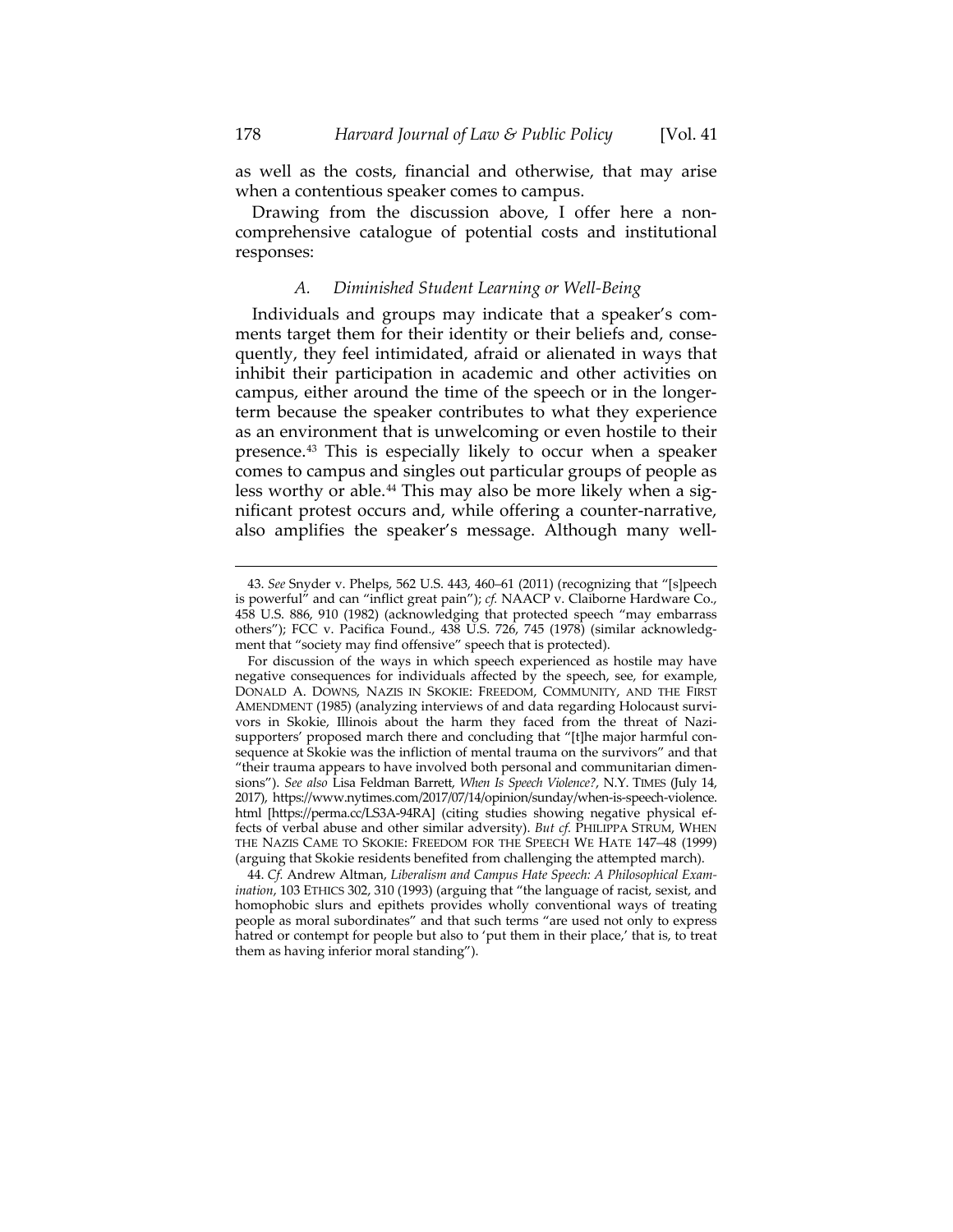as well as the costs, financial and otherwise, that may arise when a contentious speaker comes to campus.

Drawing from the discussion above, I offer here a non-comprehensive catalogue of potential costs and institutional responses:

### *A. Diminished Student Learning or Well-Being*

Individuals and groups may indicate that a speaker's comments target them for their identity or their beliefs and, consequently, they feel intimidated, afraid or alienated in ways that inhibit their participation in academic and other activities on campus, either around the time of the speech or in the longer-term because the speaker contributes to what they experience as an environment that is unwelcoming or even hostile to their presence.[43] This is especially likely to occur when a speaker comes to campus and singles out particular groups of people as less worthy or able.[44] This may also be more likely when a significant protest occurs and, while offering a counter-narrative, also amplifies the speaker's message. Although many well-

---

43. *See* Snyder v. Phelps, 562 U.S. 443, 460–61 (2011) (recognizing that "[s]peech is powerful" and can "inflict great pain"); *cf.* NAACP v. Claiborne Hardware Co., 458 U.S. 886, 910 (1982) (acknowledging that protected speech "may embarrass others"); FCC v. Pacifica Found., 438 U.S. 726, 745 (1978) (similar acknowledgment that "society may find offensive" speech that is protected).

For discussion of the ways in which speech experienced as hostile may have negative consequences for individuals affected by the speech, see, for example, DONALD A. DOWNS, NAZIS IN SKOKIE: FREEDOM, COMMUNITY, AND THE FIRST AMENDMENT (1985) (analyzing interviews of and data regarding Holocaust survivors in Skokie, Illinois about the harm they faced from the threat of Nazi-supporters' proposed march there and concluding that "[t]he major harmful consequence at Skokie was the infliction of mental trauma on the survivors" and that "their trauma appears to have involved both personal and communitarian dimensions"). *See also* Lisa Feldman Barrett, *When Is Speech Violence?*, N.Y. TIMES (July 14, 2017), https://www.nytimes.com/2017/07/14/opinion/sunday/when-is-speech-violence.html [https://perma.cc/LS3A-94RA] (citing studies showing negative physical effects of verbal abuse and other similar adversity). *But cf.* PHILIPPA STRUM, WHEN THE NAZIS CAME TO SKOKIE: FREEDOM FOR THE SPEECH WE HATE 147–48 (1999) (arguing that Skokie residents benefited from challenging the attempted march).

44. *Cf.* Andrew Altman, *Liberalism and Campus Hate Speech: A Philosophical Examination*, 103 ETHICS 302, 310 (1993) (arguing that "the language of racist, sexist, and homophobic slurs and epithets provides wholly conventional ways of treating people as moral subordinates" and that such terms "are used not only to express hatred or contempt for people but also to 'put them in their place,' that is, to treat them as having inferior moral standing").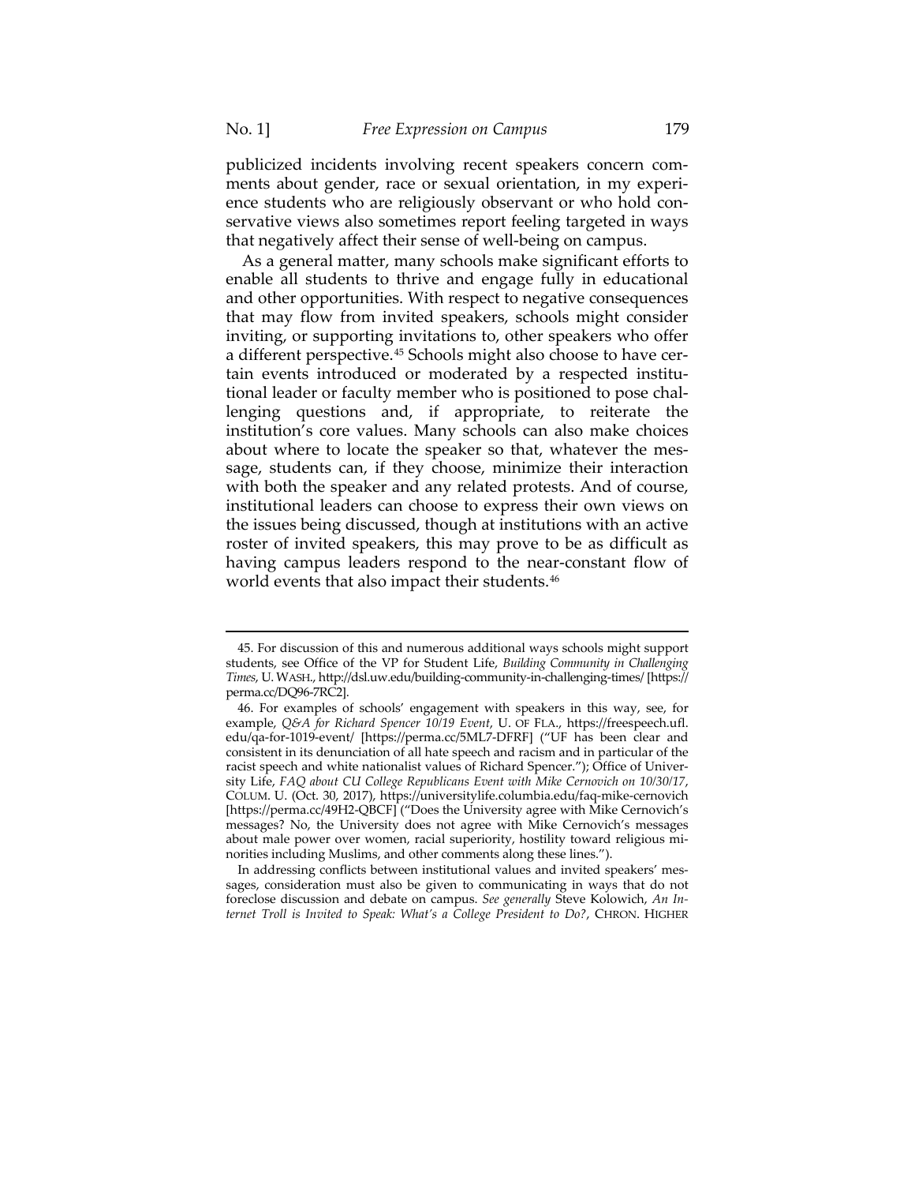publicized incidents involving recent speakers concern comments about gender, race or sexual orientation, in my experience students who are religiously observant or who hold conservative views also sometimes report feeling targeted in ways that negatively affect their sense of well-being on campus.

As a general matter, many schools make significant efforts to enable all students to thrive and engage fully in educational and other opportunities. With respect to negative consequences that may flow from invited speakers, schools might consider inviting, or supporting invitations to, other speakers who offer a different perspective.[45] Schools might also choose to have certain events introduced or moderated by a respected institutional leader or faculty member who is positioned to pose challenging questions and, if appropriate, to reiterate the institution's core values. Many schools can also make choices about where to locate the speaker so that, whatever the message, students can, if they choose, minimize their interaction with both the speaker and any related protests. And of course, institutional leaders can choose to express their own views on the issues being discussed, though at institutions with an active roster of invited speakers, this may prove to be as difficult as having campus leaders respond to the near-constant flow of world events that also impact their students.[46]

---

45. For discussion of this and numerous additional ways schools might support students, see Office of the VP for Student Life, *Building Community in Challenging Times*, U. WASH., http://dsl.uw.edu/building-community-in-challenging-times/ [https://perma.cc/DQ96-7RC2].

46. For examples of schools' engagement with speakers in this way, see, for example, *Q&A for Richard Spencer 10/19 Event*, U. OF FLA., https://freespeech.ufl.edu/qa-for-1019-event/ [https://perma.cc/5ML7-DFRF] ("UF has been clear and consistent in its denunciation of all hate speech and racism and in particular of the racist speech and white nationalist values of Richard Spencer."); Office of University Life, *FAQ about CU College Republicans Event with Mike Cernovich on 10/30/17*, COLUM. U. (Oct. 30, 2017), https://universitylife.columbia.edu/faq-mike-cernovich [https://perma.cc/49H2-QBCF] ("Does the University agree with Mike Cernovich's messages? No, the University does not agree with Mike Cernovich's messages about male power over women, racial superiority, hostility toward religious minorities including Muslims, and other comments along these lines.").

In addressing conflicts between institutional values and invited speakers' messages, consideration must also be given to communicating in ways that do not foreclose discussion and debate on campus. *See generally* Steve Kolowich, *An Internet Troll is Invited to Speak: What's a College President to Do?*, CHRON. HIGHER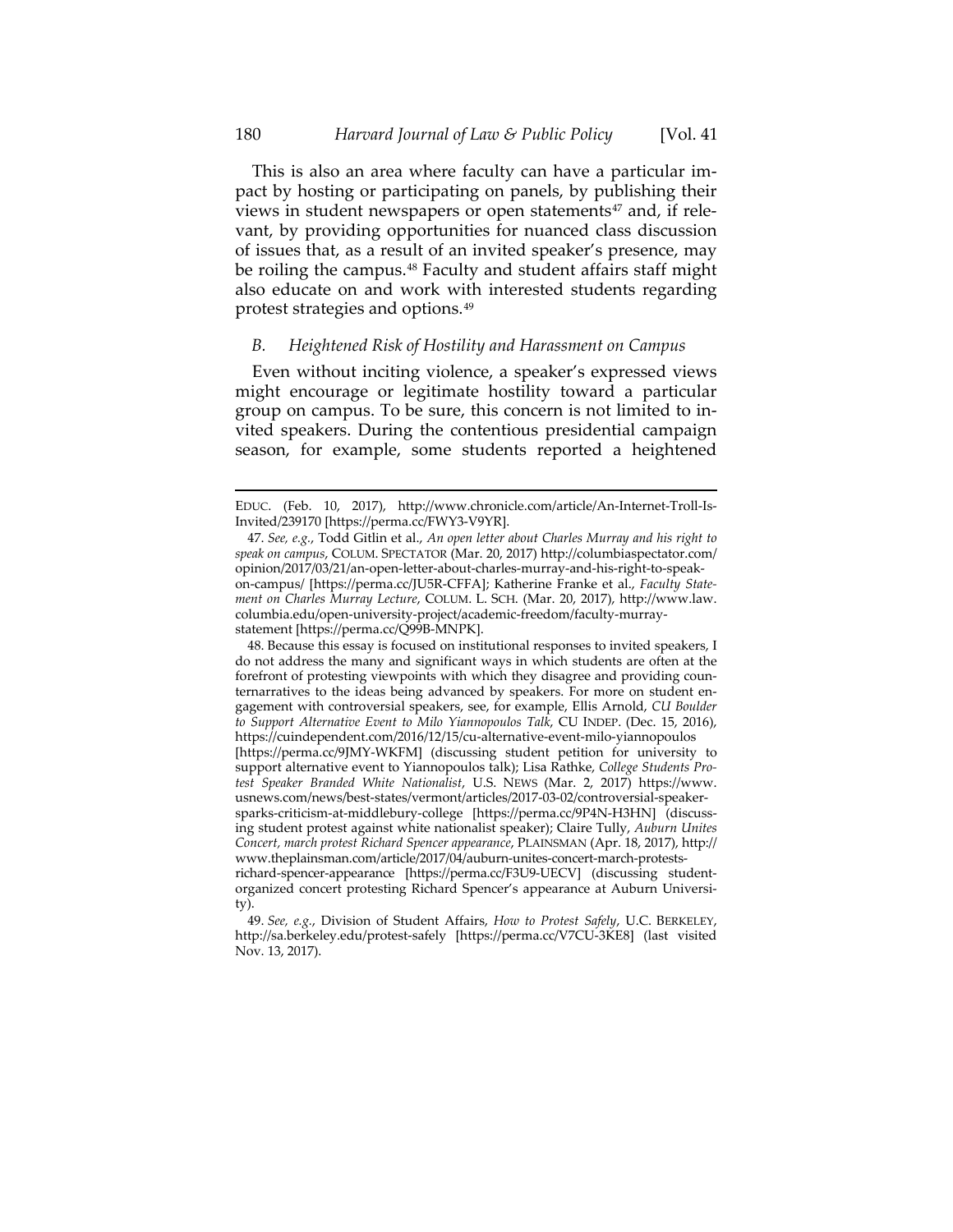This is also an area where faculty can have a particular impact by hosting or participating on panels, by publishing their views in student newspapers or open statements[47] and, if relevant, by providing opportunities for nuanced class discussion of issues that, as a result of an invited speaker's presence, may be roiling the campus.[48] Faculty and student affairs staff might also educate on and work with interested students regarding protest strategies and options.[49]

### *B. Heightened Risk of Hostility and Harassment on Campus*

Even without inciting violence, a speaker's expressed views might encourage or legitimate hostility toward a particular group on campus. To be sure, this concern is not limited to invited speakers. During the contentious presidential campaign season, for example, some students reported a heightened

---

EDUC. (Feb. 10, 2017), http://www.chronicle.com/article/An-Internet-Troll-Is-Invited/239170 [https://perma.cc/FWY3-V9YR].

47. *See, e.g.*, Todd Gitlin et al., *An open letter about Charles Murray and his right to speak on campus*, COLUM. SPECTATOR (Mar. 20, 2017) http://columbiaspectator.com/opinion/2017/03/21/an-open-letter-about-charles-murray-and-his-right-to-speak-on-campus/ [https://perma.cc/JU5R-CFFA]; Katherine Franke et al., *Faculty Statement on Charles Murray Lecture*, COLUM. L. SCH. (Mar. 20, 2017), http://www.law.columbia.edu/open-university-project/academic-freedom/faculty-murray-statement [https://perma.cc/Q99B-MNPK].

48. Because this essay is focused on institutional responses to invited speakers, I do not address the many and significant ways in which students are often at the forefront of protesting viewpoints with which they disagree and providing counternarratives to the ideas being advanced by speakers. For more on student engagement with controversial speakers, see, for example, Ellis Arnold, *CU Boulder to Support Alternative Event to Milo Yiannopoulos Talk*, CU INDEP. (Dec. 15, 2016), https://cuindependent.com/2016/12/15/cu-alternative-event-milo-yiannopoulos [https://perma.cc/9JMY-WKFM] (discussing student petition for university to support alternative event to Yiannopoulos talk); Lisa Rathke, *College Students Protest Speaker Branded White Nationalist*, U.S. NEWS (Mar. 2, 2017) https://www.usnews.com/news/best-states/vermont/articles/2017-03-02/controversial-speaker-sparks-criticism-at-middlebury-college [https://perma.cc/9P4N-H3HN] (discussing student protest against white nationalist speaker); Claire Tully, *Auburn Unites Concert, march protest Richard Spencer appearance*, PLAINSMAN (Apr. 18, 2017), http://www.theplainsman.com/article/2017/04/auburn-unites-concert-march-protests-richard-spencer-appearance [https://perma.cc/F3U9-UECV] (discussing student-organized concert protesting Richard Spencer's appearance at Auburn University).

49. *See, e.g.*, Division of Student Affairs, *How to Protest Safely*, U.C. BERKELEY, http://sa.berkeley.edu/protest-safely [https://perma.cc/V7CU-3KE8] (last visited Nov. 13, 2017).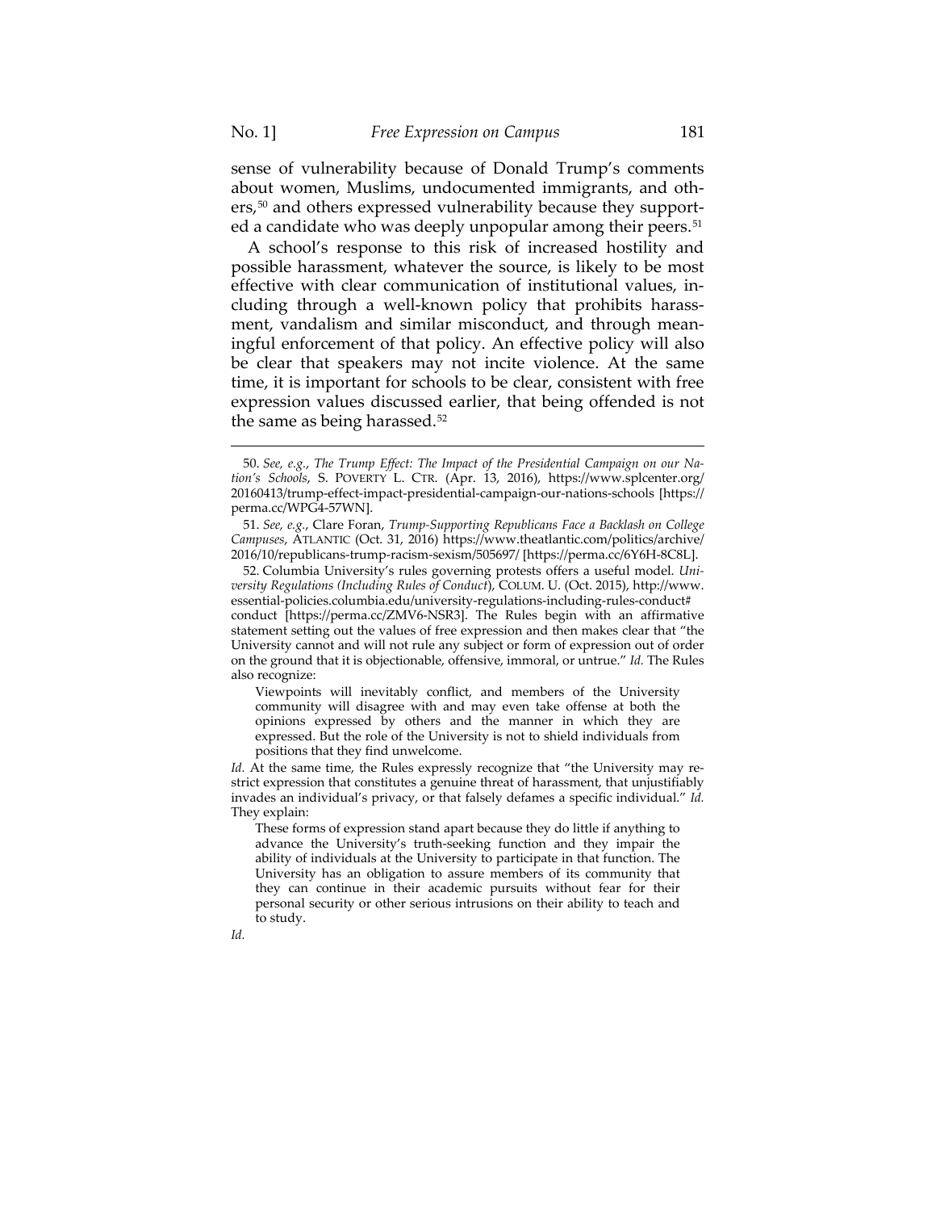sense of vulnerability because of Donald Trump's comments about women, Muslims, undocumented immigrants, and others,[50] and others expressed vulnerability because they supported a candidate who was deeply unpopular among their peers.[51]

A school's response to this risk of increased hostility and possible harassment, whatever the source, is likely to be most effective with clear communication of institutional values, including through a well-known policy that prohibits harassment, vandalism and similar misconduct, and through meaningful enforcement of that policy. An effective policy will also be clear that speakers may not incite violence. At the same time, it is important for schools to be clear, consistent with free expression values discussed earlier, that being offended is not the same as being harassed.[52]

---

50. *See, e.g.*, *The Trump Effect: The Impact of the Presidential Campaign on our Nation's Schools*, S. POVERTY L. CTR. (Apr. 13, 2016), https://www.splcenter.org/20160413/trump-effect-impact-presidential-campaign-our-nations-schools [https://perma.cc/WPG4-57WN].

51. *See, e.g.*, Clare Foran, *Trump-Supporting Republicans Face a Backlash on College Campuses*, ATLANTIC (Oct. 31, 2016) https://www.theatlantic.com/politics/archive/2016/10/republicans-trump-racism-sexism/505697/ [https://perma.cc/6Y6H-8C8L].

52. Columbia University's rules governing protests offers a useful model. *University Regulations (Including Rules of Conduct)*, COLUM. U. (Oct. 2015), http://www.essential-policies.columbia.edu/university-regulations-including-rules-conduct#conduct [https://perma.cc/ZMV6-NSR3]. The Rules begin with an affirmative statement setting out the values of free expression and then makes clear that "the University cannot and will not rule any subject or form of expression out of order on the ground that it is objectionable, offensive, immoral, or untrue." *Id.* The Rules also recognize:

> Viewpoints will inevitably conflict, and members of the University community will disagree with and may even take offense at both the opinions expressed by others and the manner in which they are expressed. But the role of the University is not to shield individuals from positions that they find unwelcome.

*Id.* At the same time, the Rules expressly recognize that "the University may restrict expression that constitutes a genuine threat of harassment, that unjustifiably invades an individual's privacy, or that falsely defames a specific individual." *Id.* They explain:

> These forms of expression stand apart because they do little if anything to advance the University's truth-seeking function and they impair the ability of individuals at the University to participate in that function. The University has an obligation to assure members of its community that they can continue in their academic pursuits without fear for their personal security or other serious intrusions on their ability to teach and to study.

*Id.*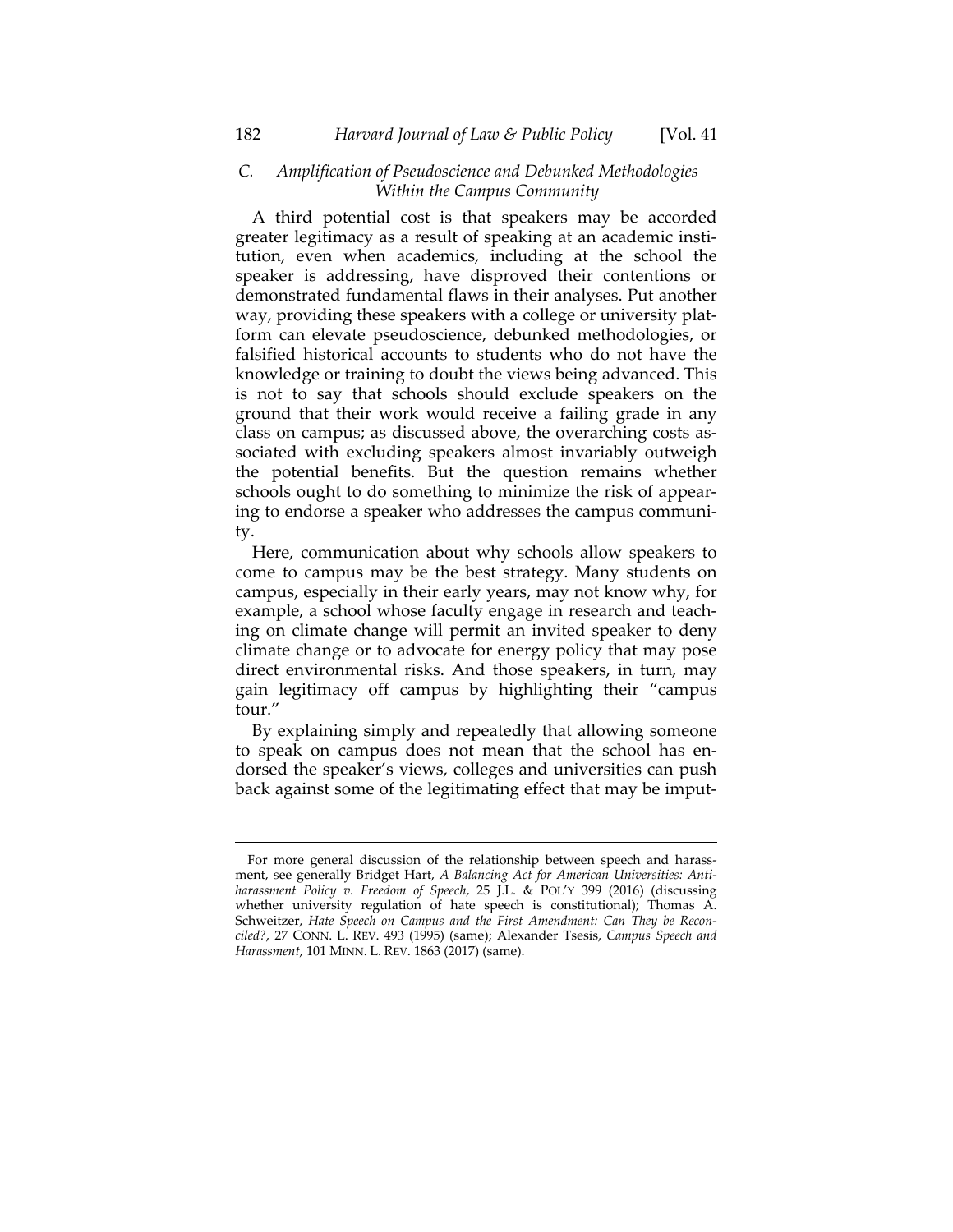### C. Amplification of Pseudoscience and Debunked Methodologies Within the Campus Community

A third potential cost is that speakers may be accorded greater legitimacy as a result of speaking at an academic institution, even when academics, including at the school the speaker is addressing, have disproved their contentions or demonstrated fundamental flaws in their analyses. Put another way, providing these speakers with a college or university platform can elevate pseudoscience, debunked methodologies, or falsified historical accounts to students who do not have the knowledge or training to doubt the views being advanced. This is not to say that schools should exclude speakers on the ground that their work would receive a failing grade in any class on campus; as discussed above, the overarching costs associated with excluding speakers almost invariably outweigh the potential benefits. But the question remains whether schools ought to do something to minimize the risk of appearing to endorse a speaker who addresses the campus community.

Here, communication about why schools allow speakers to come to campus may be the best strategy. Many students on campus, especially in their early years, may not know why, for example, a school whose faculty engage in research and teaching on climate change will permit an invited speaker to deny climate change or to advocate for energy policy that may pose direct environmental risks. And those speakers, in turn, may gain legitimacy off campus by highlighting their "campus tour."

By explaining simply and repeatedly that allowing someone to speak on campus does not mean that the school has endorsed the speaker's views, colleges and universities can push back against some of the legitimating effect that may be imput-

---

For more general discussion of the relationship between speech and harassment, see generally Bridget Hart, *A Balancing Act for American Universities: Anti-harassment Policy v. Freedom of Speech*, 25 J.L. & POL'Y 399 (2016) (discussing whether university regulation of hate speech is constitutional); Thomas A. Schweitzer, *Hate Speech on Campus and the First Amendment: Can They be Reconciled?*, 27 CONN. L. REV. 493 (1995) (same); Alexander Tsesis, *Campus Speech and Harassment*, 101 MINN. L. REV. 1863 (2017) (same).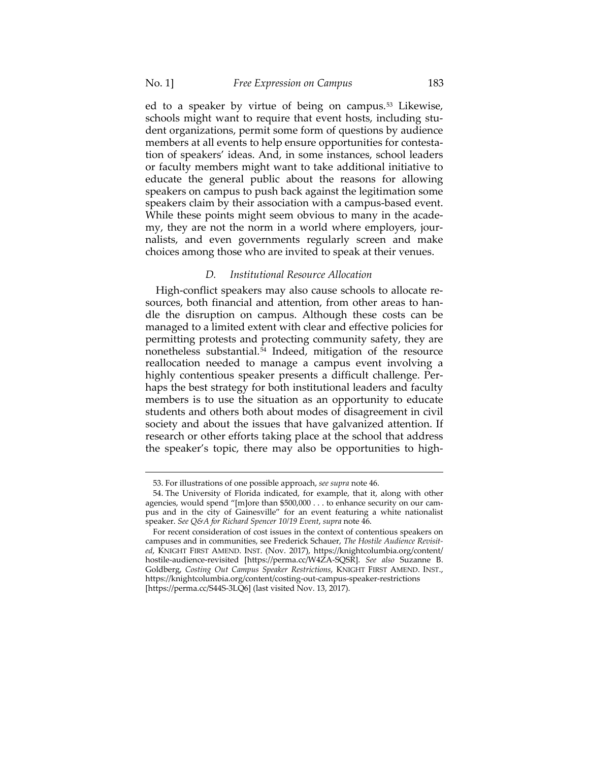ed to a speaker by virtue of being on campus.[53] Likewise, schools might want to require that event hosts, including student organizations, permit some form of questions by audience members at all events to help ensure opportunities for contestation of speakers' ideas. And, in some instances, school leaders or faculty members might want to take additional initiative to educate the general public about the reasons for allowing speakers on campus to push back against the legitimation some speakers claim by their association with a campus-based event. While these points might seem obvious to many in the academy, they are not the norm in a world where employers, journalists, and even governments regularly screen and make choices among those who are invited to speak at their venues.

### *D. Institutional Resource Allocation*

High-conflict speakers may also cause schools to allocate resources, both financial and attention, from other areas to handle the disruption on campus. Although these costs can be managed to a limited extent with clear and effective policies for permitting protests and protecting community safety, they are nonetheless substantial.[54] Indeed, mitigation of the resource reallocation needed to manage a campus event involving a highly contentious speaker presents a difficult challenge. Perhaps the best strategy for both institutional leaders and faculty members is to use the situation as an opportunity to educate students and others both about modes of disagreement in civil society and about the issues that have galvanized attention. If research or other efforts taking place at the school that address the speaker's topic, there may also be opportunities to high-

---

53. For illustrations of one possible approach, *see supra* note 46.

54. The University of Florida indicated, for example, that it, along with other agencies, would spend "[m]ore than $500,000 . . . to enhance security on our campus and in the city of Gainesville" for an event featuring a white nationalist speaker. *See Q&A for Richard Spencer 10/19 Event*, *supra* note 46.

For recent consideration of cost issues in the context of contentious speakers on campuses and in communities, see Frederick Schauer, *The Hostile Audience Revisited*, KNIGHT FIRST AMEND. INST. (Nov. 2017), https://knightcolumbia.org/content/hostile-audience-revisited [https://perma.cc/W4ZA-SQSR]. *See also* Suzanne B. Goldberg, *Costing Out Campus Speaker Restrictions*, KNIGHT FIRST AMEND. INST., https://knightcolumbia.org/content/costing-out-campus-speaker-restrictions [https://perma.cc/S44S-3LQ6] (last visited Nov. 13, 2017).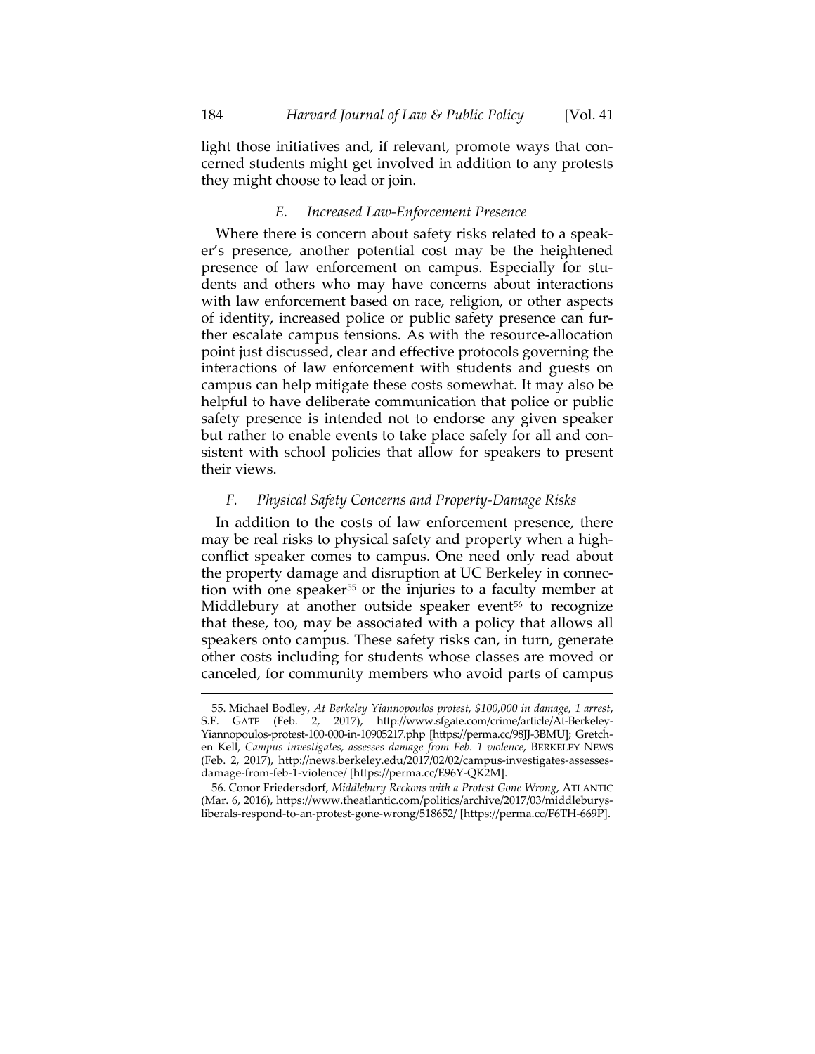light those initiatives and, if relevant, promote ways that concerned students might get involved in addition to any protests they might choose to lead or join.

### *E. Increased Law-Enforcement Presence*

Where there is concern about safety risks related to a speaker's presence, another potential cost may be the heightened presence of law enforcement on campus. Especially for students and others who may have concerns about interactions with law enforcement based on race, religion, or other aspects of identity, increased police or public safety presence can further escalate campus tensions. As with the resource-allocation point just discussed, clear and effective protocols governing the interactions of law enforcement with students and guests on campus can help mitigate these costs somewhat. It may also be helpful to have deliberate communication that police or public safety presence is intended not to endorse any given speaker but rather to enable events to take place safely for all and consistent with school policies that allow for speakers to present their views.

### *F. Physical Safety Concerns and Property-Damage Risks*

In addition to the costs of law enforcement presence, there may be real risks to physical safety and property when a high-conflict speaker comes to campus. One need only read about the property damage and disruption at UC Berkeley in connection with one speaker[55] or the injuries to a faculty member at Middlebury at another outside speaker event[56] to recognize that these, too, may be associated with a policy that allows all speakers onto campus. These safety risks can, in turn, generate other costs including for students whose classes are moved or canceled, for community members who avoid parts of campus

---

55. Michael Bodley, *At Berkeley Yiannopoulos protest, $100,000 in damage, 1 arrest*, S.F. GATE (Feb. 2, 2017), http://www.sfgate.com/crime/article/At-Berkeley-Yiannopoulos-protest-100-000-in-10905217.php [https://perma.cc/98JJ-3BMU]; Gretchen Kell, *Campus investigates, assesses damage from Feb. 1 violence*, BERKELEY NEWS (Feb. 2, 2017), http://news.berkeley.edu/2017/02/02/campus-investigates-assesses-damage-from-feb-1-violence/ [https://perma.cc/E96Y-QK2M].

56. Conor Friedersdorf, *Middlebury Reckons with a Protest Gone Wrong*, ATLANTIC (Mar. 6, 2016), https://www.theatlantic.com/politics/archive/2017/03/middleburys-liberals-respond-to-an-protest-gone-wrong/518652/ [https://perma.cc/F6TH-669P].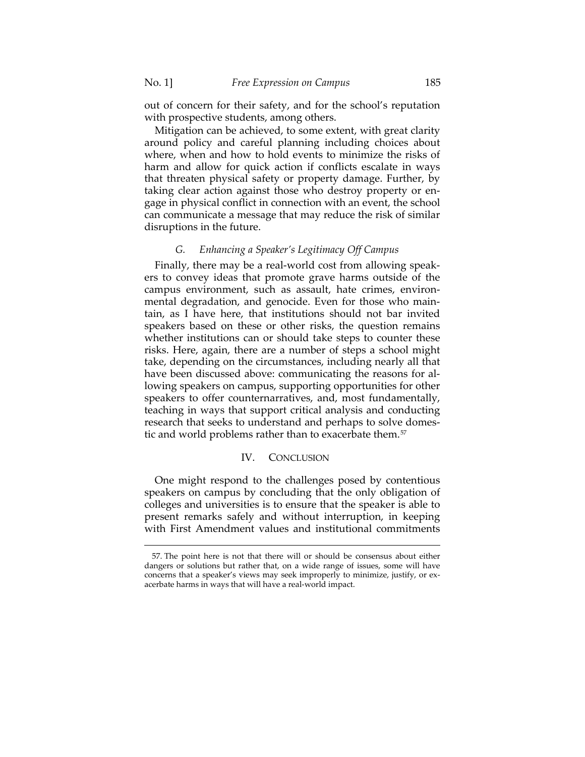out of concern for their safety, and for the school's reputation with prospective students, among others.

Mitigation can be achieved, to some extent, with great clarity around policy and careful planning including choices about where, when and how to hold events to minimize the risks of harm and allow for quick action if conflicts escalate in ways that threaten physical safety or property damage. Further, by taking clear action against those who destroy property or engage in physical conflict in connection with an event, the school can communicate a message that may reduce the risk of similar disruptions in the future.

### G. *Enhancing a Speaker's Legitimacy Off Campus*

Finally, there may be a real-world cost from allowing speakers to convey ideas that promote grave harms outside of the campus environment, such as assault, hate crimes, environmental degradation, and genocide. Even for those who maintain, as I have here, that institutions should not bar invited speakers based on these or other risks, the question remains whether institutions can or should take steps to counter these risks. Here, again, there are a number of steps a school might take, depending on the circumstances, including nearly all that have been discussed above: communicating the reasons for allowing speakers on campus, supporting opportunities for other speakers to offer counternarratives, and, most fundamentally, teaching in ways that support critical analysis and conducting research that seeks to understand and perhaps to solve domestic and world problems rather than to exacerbate them.[57]

## IV. CONCLUSION

One might respond to the challenges posed by contentious speakers on campus by concluding that the only obligation of colleges and universities is to ensure that the speaker is able to present remarks safely and without interruption, in keeping with First Amendment values and institutional commitments

---

57. The point here is not that there will or should be consensus about either dangers or solutions but rather that, on a wide range of issues, some will have concerns that a speaker's views may seek improperly to minimize, justify, or exacerbate harms in ways that will have a real-world impact.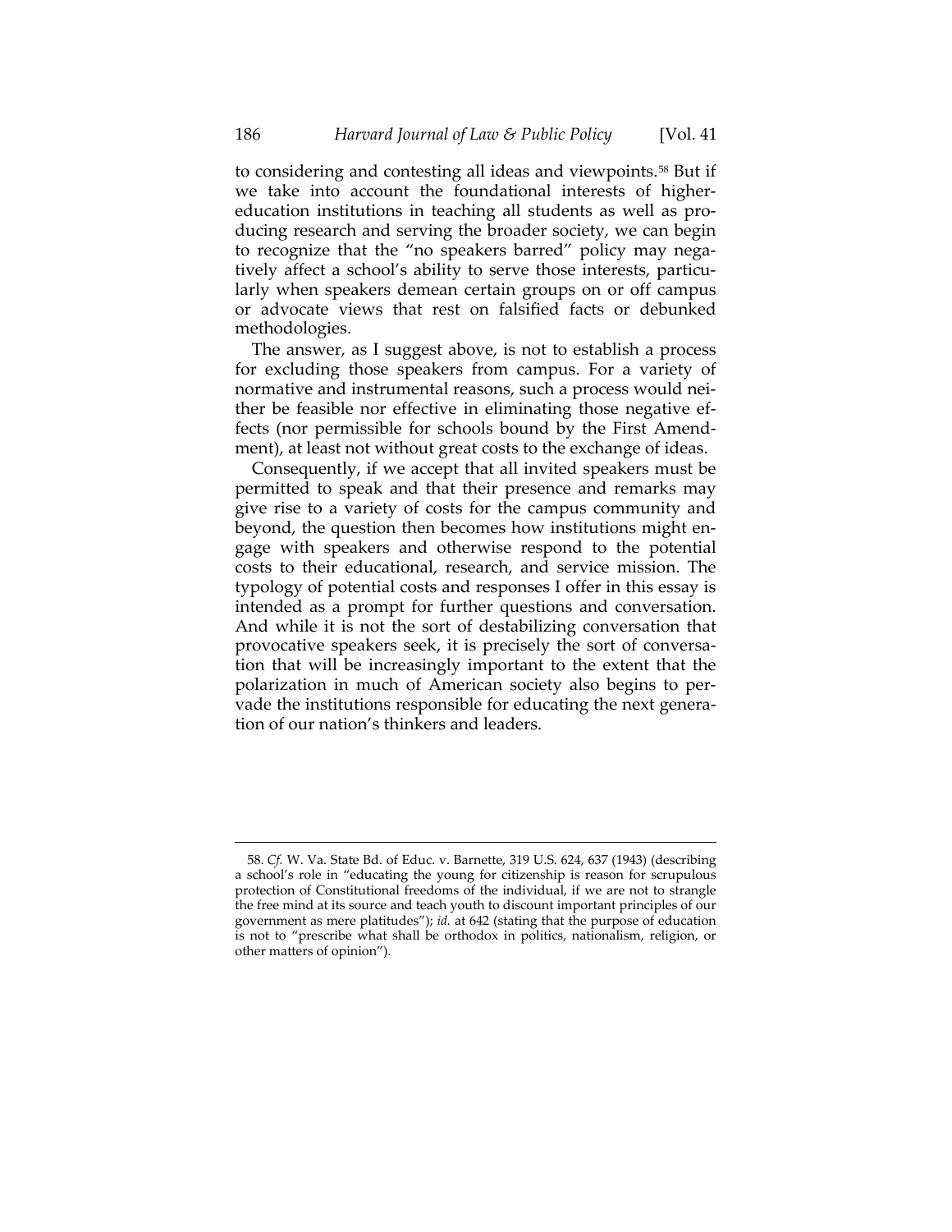to considering and contesting all ideas and viewpoints.[58] But if we take into account the foundational interests of higher-education institutions in teaching all students as well as producing research and serving the broader society, we can begin to recognize that the "no speakers barred" policy may negatively affect a school's ability to serve those interests, particularly when speakers demean certain groups on or off campus or advocate views that rest on falsified facts or debunked methodologies.

The answer, as I suggest above, is not to establish a process for excluding those speakers from campus. For a variety of normative and instrumental reasons, such a process would neither be feasible nor effective in eliminating those negative effects (nor permissible for schools bound by the First Amendment), at least not without great costs to the exchange of ideas.

Consequently, if we accept that all invited speakers must be permitted to speak and that their presence and remarks may give rise to a variety of costs for the campus community and beyond, the question then becomes how institutions might engage with speakers and otherwise respond to the potential costs to their educational, research, and service mission. The typology of potential costs and responses I offer in this essay is intended as a prompt for further questions and conversation. And while it is not the sort of destabilizing conversation that provocative speakers seek, it is precisely the sort of conversation that will be increasingly important to the extent that the polarization in much of American society also begins to pervade the institutions responsible for educating the next generation of our nation's thinkers and leaders.

---

58. *Cf.* W. Va. State Bd. of Educ. v. Barnette, 319 U.S. 624, 637 (1943) (describing a school's role in "educating the young for citizenship is reason for scrupulous protection of Constitutional freedoms of the individual, if we are not to strangle the free mind at its source and teach youth to discount important principles of our government as mere platitudes"); *id.* at 642 (stating that the purpose of education is not to "prescribe what shall be orthodox in politics, nationalism, religion, or other matters of opinion").